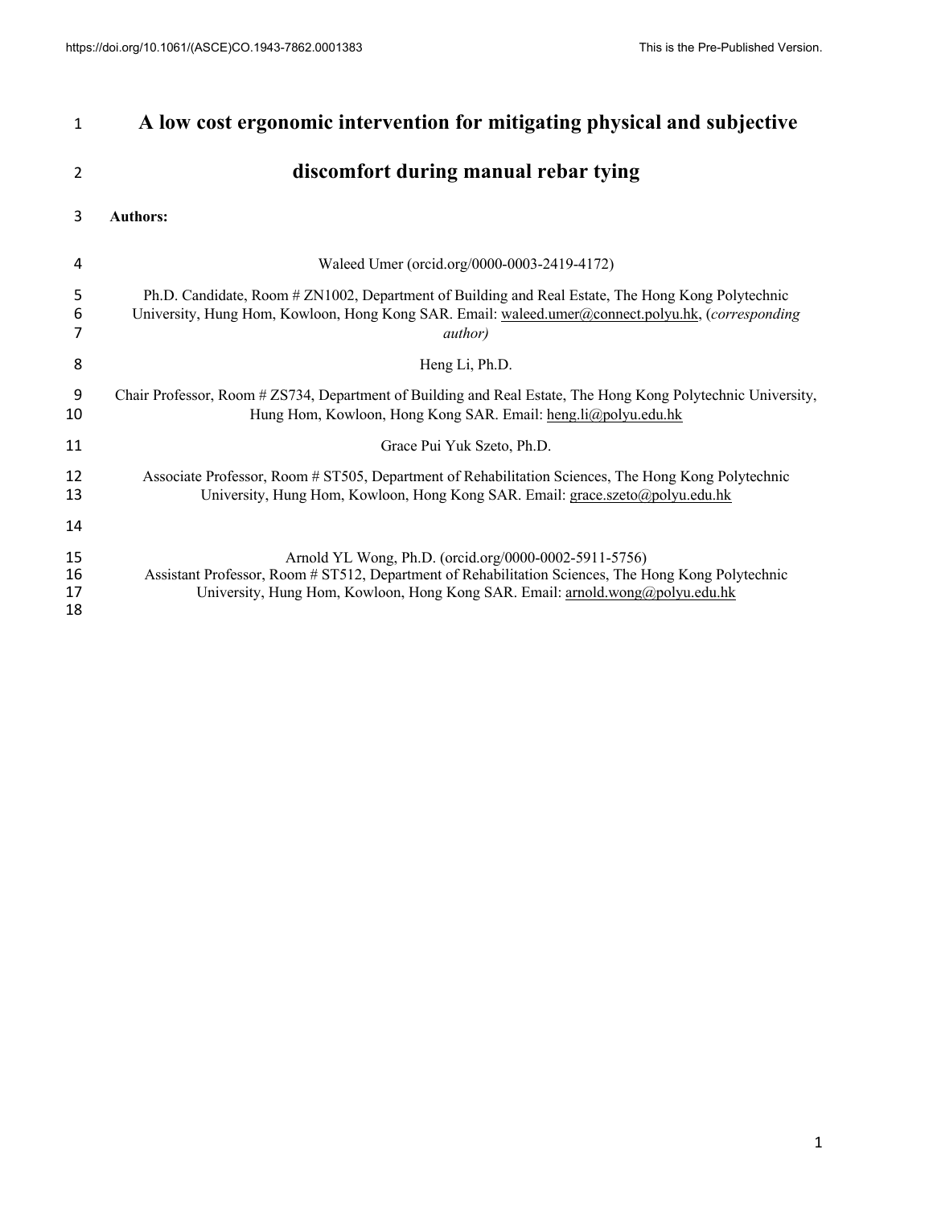# A low cost ergonomic intervention for mitigating physical and subjective discomfort during manual rebar tying

**Authors:**

Waleed Umer (orcid.org/0000-0003-2419-4172)

Ph.D. Candidate, Room # ZN1002, Department of Building and Real Estate, The Hong Kong Polytechnic University, Hung Hom, Kowloon, Hong Kong SAR. Email: waleed.umer@connect.polyu.hk, (*corresponding author)*

Heng Li, Ph.D.

Chair Professor, Room # ZS734, Department of Building and Real Estate, The Hong Kong Polytechnic University, Hung Hom, Kowloon, Hong Kong SAR. Email: heng.li@polyu.edu.hk

Grace Pui Yuk Szeto, Ph.D.

Associate Professor, Room # ST505, Department of Rehabilitation Sciences, The Hong Kong Polytechnic University, Hung Hom, Kowloon, Hong Kong SAR. Email: grace.szeto@polyu.edu.hk

Arnold YL Wong, Ph.D. (orcid.org/0000-0002-5911-5756)
Assistant Professor, Room # ST512, Department of Rehabilitation Sciences, The Hong Kong Polytechnic University, Hung Hom, Kowloon, Hong Kong SAR. Email: arnold.wong@polyu.edu.hk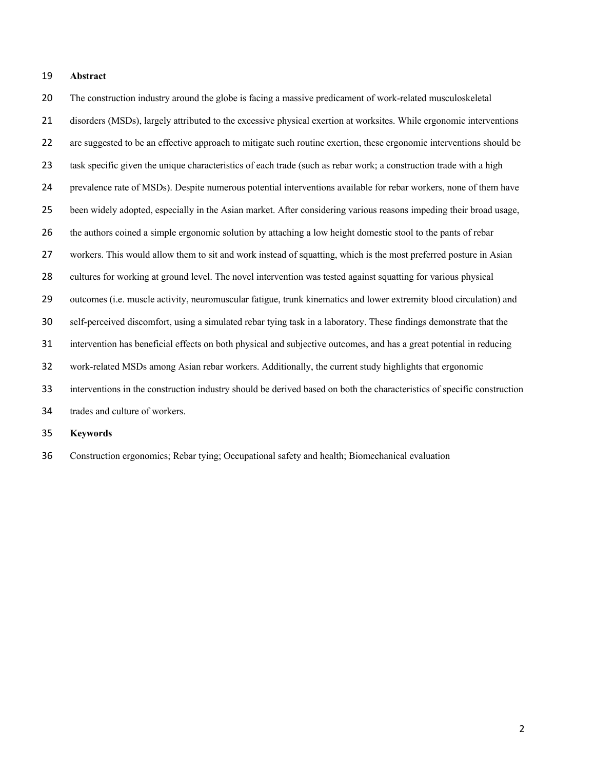## Abstract

The construction industry around the globe is facing a massive predicament of work-related musculoskeletal disorders (MSDs), largely attributed to the excessive physical exertion at worksites. While ergonomic interventions are suggested to be an effective approach to mitigate such routine exertion, these ergonomic interventions should be task specific given the unique characteristics of each trade (such as rebar work; a construction trade with a high prevalence rate of MSDs). Despite numerous potential interventions available for rebar workers, none of them have been widely adopted, especially in the Asian market. After considering various reasons impeding their broad usage, the authors coined a simple ergonomic solution by attaching a low height domestic stool to the pants of rebar workers. This would allow them to sit and work instead of squatting, which is the most preferred posture in Asian cultures for working at ground level. The novel intervention was tested against squatting for various physical outcomes (i.e. muscle activity, neuromuscular fatigue, trunk kinematics and lower extremity blood circulation) and self-perceived discomfort, using a simulated rebar tying task in a laboratory. These findings demonstrate that the intervention has beneficial effects on both physical and subjective outcomes, and has a great potential in reducing work-related MSDs among Asian rebar workers. Additionally, the current study highlights that ergonomic interventions in the construction industry should be derived based on both the characteristics of specific construction trades and culture of workers.

## Keywords

Construction ergonomics; Rebar tying; Occupational safety and health; Biomechanical evaluation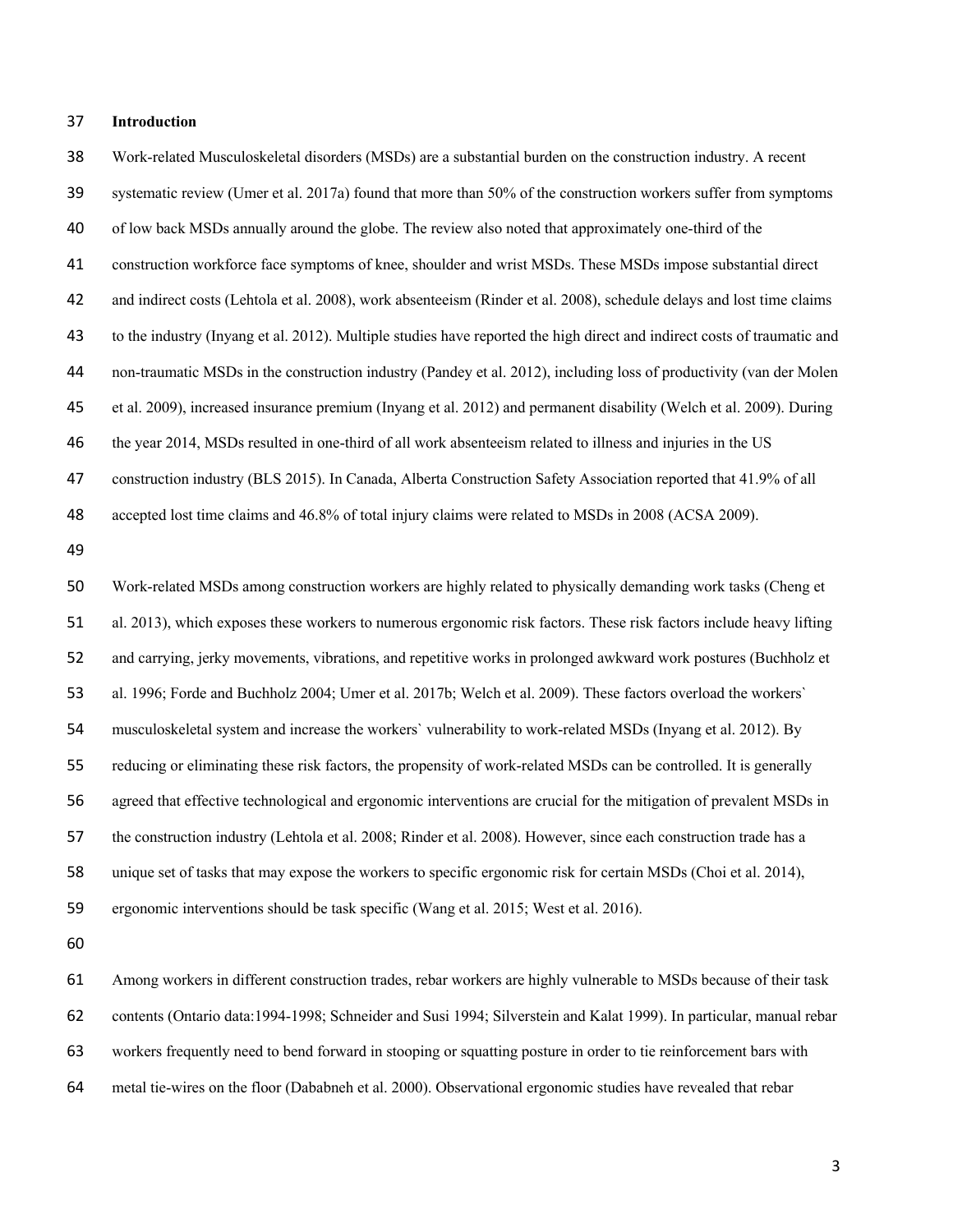## Introduction

Work-related Musculoskeletal disorders (MSDs) are a substantial burden on the construction industry. A recent systematic review (Umer et al. 2017a) found that more than 50% of the construction workers suffer from symptoms of low back MSDs annually around the globe. The review also noted that approximately one-third of the construction workforce face symptoms of knee, shoulder and wrist MSDs. These MSDs impose substantial direct and indirect costs (Lehtola et al. 2008), work absenteeism (Rinder et al. 2008), schedule delays and lost time claims to the industry (Inyang et al. 2012). Multiple studies have reported the high direct and indirect costs of traumatic and non-traumatic MSDs in the construction industry (Pandey et al. 2012), including loss of productivity (van der Molen et al. 2009), increased insurance premium (Inyang et al. 2012) and permanent disability (Welch et al. 2009). During the year 2014, MSDs resulted in one-third of all work absenteeism related to illness and injuries in the US construction industry (BLS 2015). In Canada, Alberta Construction Safety Association reported that 41.9% of all accepted lost time claims and 46.8% of total injury claims were related to MSDs in 2008 (ACSA 2009).

Work-related MSDs among construction workers are highly related to physically demanding work tasks (Cheng et al. 2013), which exposes these workers to numerous ergonomic risk factors. These risk factors include heavy lifting and carrying, jerky movements, vibrations, and repetitive works in prolonged awkward work postures (Buchholz et al. 1996; Forde and Buchholz 2004; Umer et al. 2017b; Welch et al. 2009). These factors overload the workers` musculoskeletal system and increase the workers` vulnerability to work-related MSDs (Inyang et al. 2012). By reducing or eliminating these risk factors, the propensity of work-related MSDs can be controlled. It is generally agreed that effective technological and ergonomic interventions are crucial for the mitigation of prevalent MSDs in the construction industry (Lehtola et al. 2008; Rinder et al. 2008). However, since each construction trade has a unique set of tasks that may expose the workers to specific ergonomic risk for certain MSDs (Choi et al. 2014), ergonomic interventions should be task specific (Wang et al. 2015; West et al. 2016).

Among workers in different construction trades, rebar workers are highly vulnerable to MSDs because of their task contents (Ontario data:1994-1998; Schneider and Susi 1994; Silverstein and Kalat 1999). In particular, manual rebar workers frequently need to bend forward in stooping or squatting posture in order to tie reinforcement bars with metal tie-wires on the floor (Dababneh et al. 2000). Observational ergonomic studies have revealed that rebar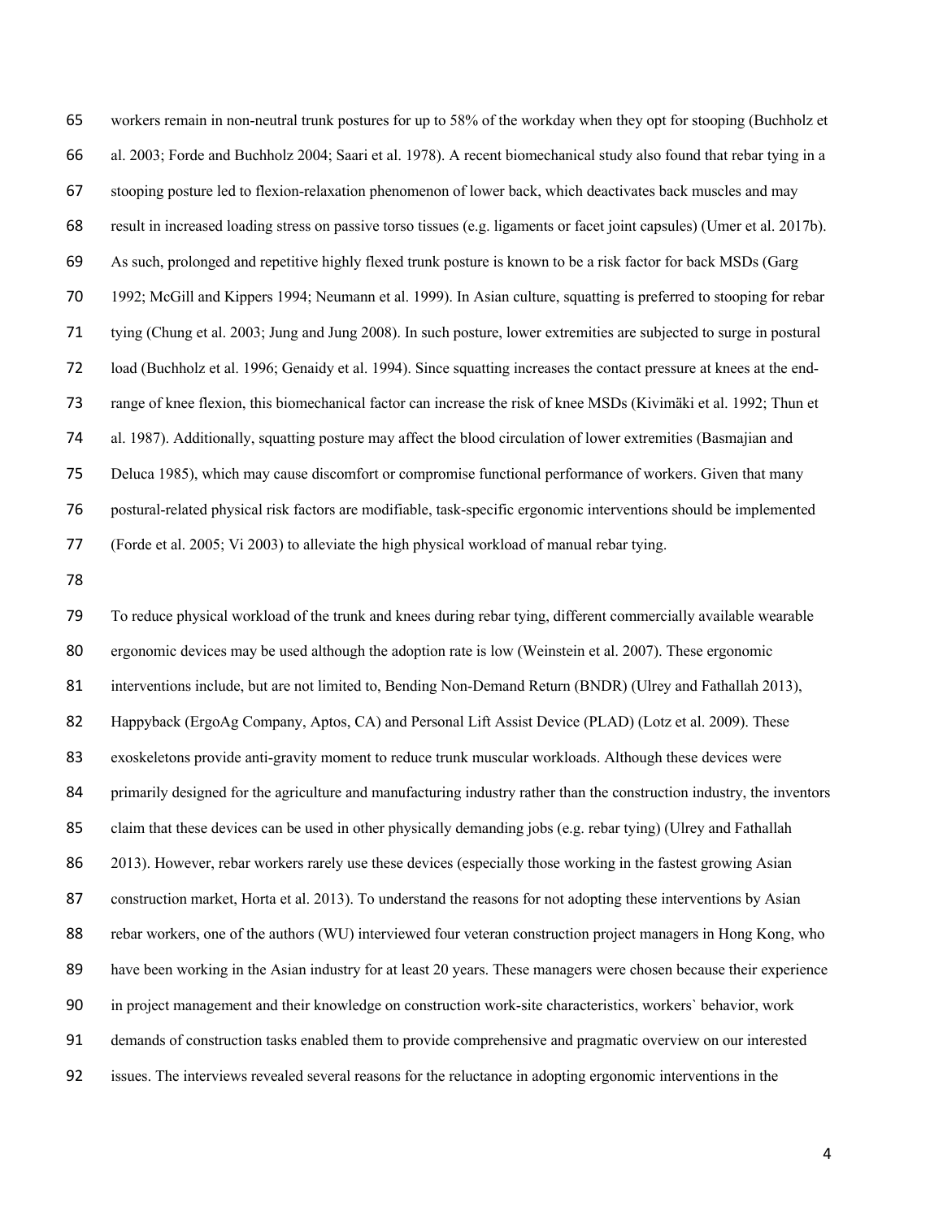workers remain in non-neutral trunk postures for up to 58% of the workday when they opt for stooping (Buchholz et al. 2003; Forde and Buchholz 2004; Saari et al. 1978). A recent biomechanical study also found that rebar tying in a stooping posture led to flexion-relaxation phenomenon of lower back, which deactivates back muscles and may result in increased loading stress on passive torso tissues (e.g. ligaments or facet joint capsules) (Umer et al. 2017b). As such, prolonged and repetitive highly flexed trunk posture is known to be a risk factor for back MSDs (Garg 1992; McGill and Kippers 1994; Neumann et al. 1999). In Asian culture, squatting is preferred to stooping for rebar tying (Chung et al. 2003; Jung and Jung 2008). In such posture, lower extremities are subjected to surge in postural load (Buchholz et al. 1996; Genaidy et al. 1994). Since squatting increases the contact pressure at knees at the end-range of knee flexion, this biomechanical factor can increase the risk of knee MSDs (Kivimäki et al. 1992; Thun et al. 1987). Additionally, squatting posture may affect the blood circulation of lower extremities (Basmajian and Deluca 1985), which may cause discomfort or compromise functional performance of workers. Given that many postural-related physical risk factors are modifiable, task-specific ergonomic interventions should be implemented (Forde et al. 2005; Vi 2003) to alleviate the high physical workload of manual rebar tying.

To reduce physical workload of the trunk and knees during rebar tying, different commercially available wearable ergonomic devices may be used although the adoption rate is low (Weinstein et al. 2007). These ergonomic interventions include, but are not limited to, Bending Non-Demand Return (BNDR) (Ulrey and Fathallah 2013), Happyback (ErgoAg Company, Aptos, CA) and Personal Lift Assist Device (PLAD) (Lotz et al. 2009). These exoskeletons provide anti-gravity moment to reduce trunk muscular workloads. Although these devices were primarily designed for the agriculture and manufacturing industry rather than the construction industry, the inventors claim that these devices can be used in other physically demanding jobs (e.g. rebar tying) (Ulrey and Fathallah 2013). However, rebar workers rarely use these devices (especially those working in the fastest growing Asian construction market, Horta et al. 2013). To understand the reasons for not adopting these interventions by Asian rebar workers, one of the authors (WU) interviewed four veteran construction project managers in Hong Kong, who have been working in the Asian industry for at least 20 years. These managers were chosen because their experience in project management and their knowledge on construction work-site characteristics, workers` behavior, work demands of construction tasks enabled them to provide comprehensive and pragmatic overview on our interested issues. The interviews revealed several reasons for the reluctance in adopting ergonomic interventions in the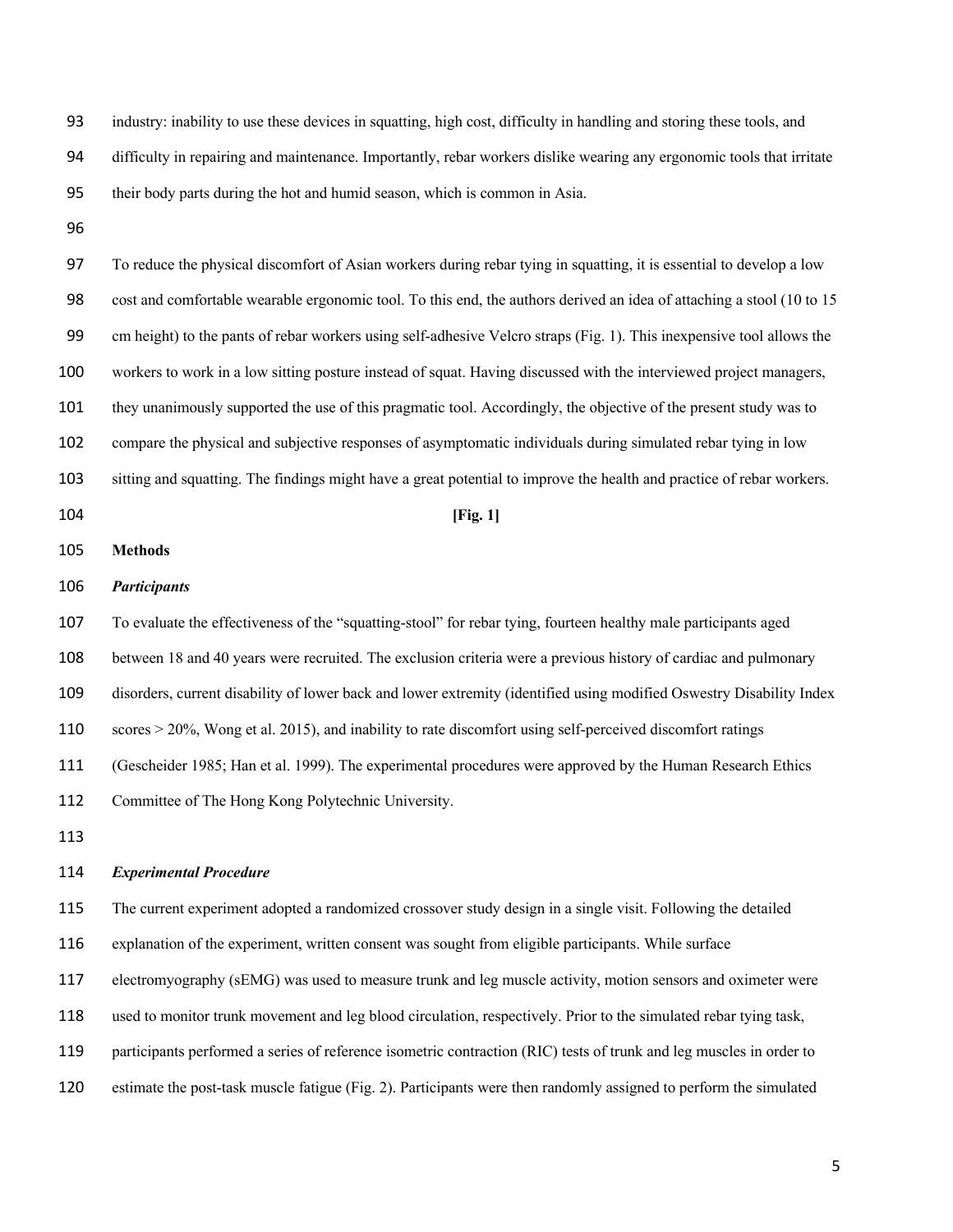industry: inability to use these devices in squatting, high cost, difficulty in handling and storing these tools, and difficulty in repairing and maintenance. Importantly, rebar workers dislike wearing any ergonomic tools that irritate their body parts during the hot and humid season, which is common in Asia.

To reduce the physical discomfort of Asian workers during rebar tying in squatting, it is essential to develop a low cost and comfortable wearable ergonomic tool. To this end, the authors derived an idea of attaching a stool (10 to 15 cm height) to the pants of rebar workers using self-adhesive Velcro straps (Fig. 1). This inexpensive tool allows the workers to work in a low sitting posture instead of squat. Having discussed with the interviewed project managers, they unanimously supported the use of this pragmatic tool. Accordingly, the objective of the present study was to compare the physical and subjective responses of asymptomatic individuals during simulated rebar tying in low sitting and squatting. The findings might have a great potential to improve the health and practice of rebar workers.

**[Fig. 1]**

## Methods

### *Participants*

To evaluate the effectiveness of the "squatting-stool" for rebar tying, fourteen healthy male participants aged between 18 and 40 years were recruited. The exclusion criteria were a previous history of cardiac and pulmonary disorders, current disability of lower back and lower extremity (identified using modified Oswestry Disability Index scores > 20%, Wong et al. 2015), and inability to rate discomfort using self-perceived discomfort ratings (Gescheider 1985; Han et al. 1999). The experimental procedures were approved by the Human Research Ethics Committee of The Hong Kong Polytechnic University.

### *Experimental Procedure*

The current experiment adopted a randomized crossover study design in a single visit. Following the detailed explanation of the experiment, written consent was sought from eligible participants. While surface electromyography (sEMG) was used to measure trunk and leg muscle activity, motion sensors and oximeter were used to monitor trunk movement and leg blood circulation, respectively. Prior to the simulated rebar tying task, participants performed a series of reference isometric contraction (RIC) tests of trunk and leg muscles in order to estimate the post-task muscle fatigue (Fig. 2). Participants were then randomly assigned to perform the simulated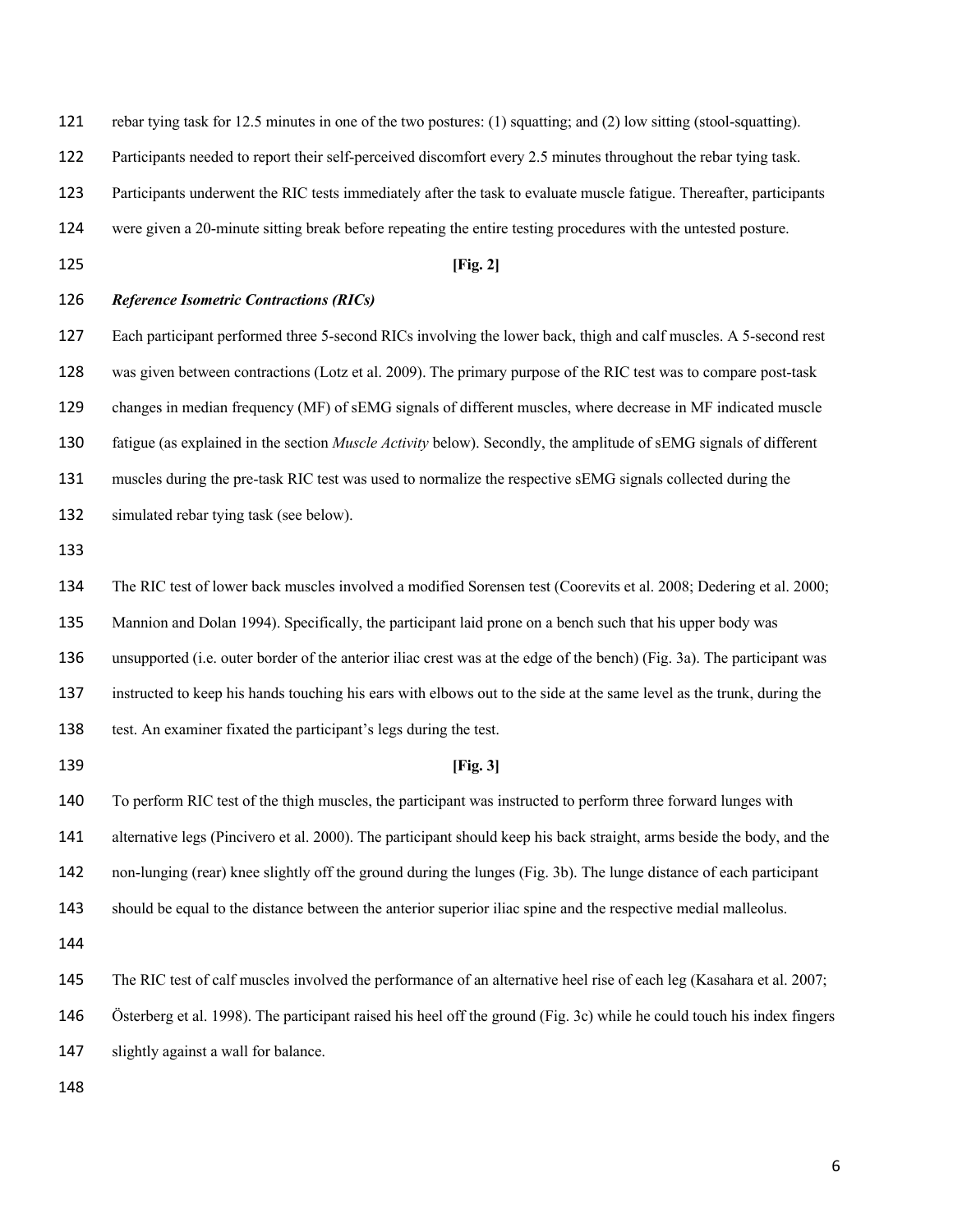rebar tying task for 12.5 minutes in one of the two postures: (1) squatting; and (2) low sitting (stool-squatting). Participants needed to report their self-perceived discomfort every 2.5 minutes throughout the rebar tying task. Participants underwent the RIC tests immediately after the task to evaluate muscle fatigue. Thereafter, participants were given a 20-minute sitting break before repeating the entire testing procedures with the untested posture.

**[Fig. 2]**

***Reference Isometric Contractions (RICs)***

Each participant performed three 5-second RICs involving the lower back, thigh and calf muscles. A 5-second rest was given between contractions (Lotz et al. 2009). The primary purpose of the RIC test was to compare post-task changes in median frequency (MF) of sEMG signals of different muscles, where decrease in MF indicated muscle fatigue (as explained in the section *Muscle Activity* below). Secondly, the amplitude of sEMG signals of different muscles during the pre-task RIC test was used to normalize the respective sEMG signals collected during the simulated rebar tying task (see below).

The RIC test of lower back muscles involved a modified Sorensen test (Coorevits et al. 2008; Dedering et al. 2000; Mannion and Dolan 1994). Specifically, the participant laid prone on a bench such that his upper body was unsupported (i.e. outer border of the anterior iliac crest was at the edge of the bench) (Fig. 3a). The participant was instructed to keep his hands touching his ears with elbows out to the side at the same level as the trunk, during the test. An examiner fixated the participant's legs during the test.

**[Fig. 3]**

To perform RIC test of the thigh muscles, the participant was instructed to perform three forward lunges with alternative legs (Pincivero et al. 2000). The participant should keep his back straight, arms beside the body, and the non-lunging (rear) knee slightly off the ground during the lunges (Fig. 3b). The lunge distance of each participant should be equal to the distance between the anterior superior iliac spine and the respective medial malleolus.

The RIC test of calf muscles involved the performance of an alternative heel rise of each leg (Kasahara et al. 2007; Österberg et al. 1998). The participant raised his heel off the ground (Fig. 3c) while he could touch his index fingers slightly against a wall for balance.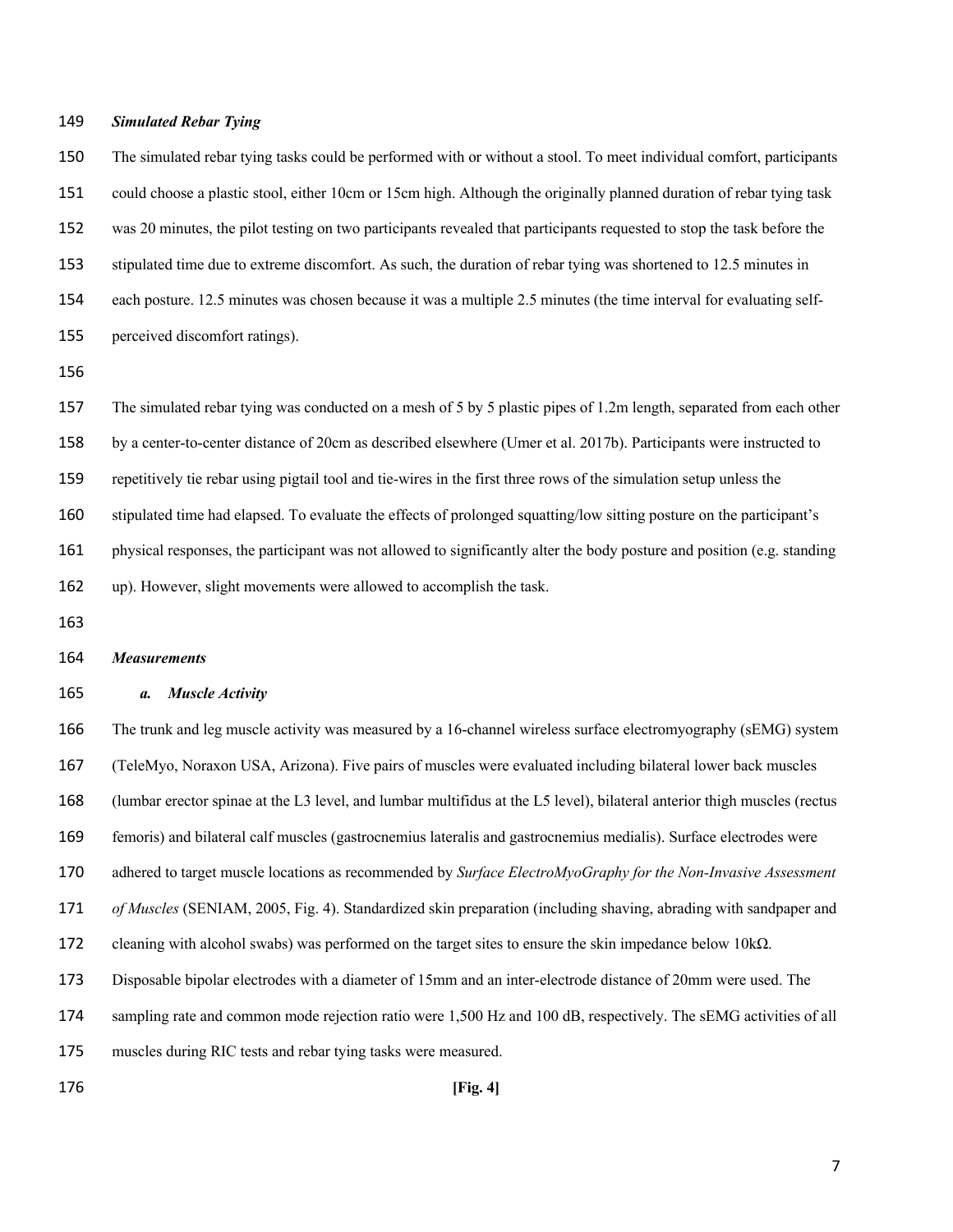***Simulated Rebar Tying***

The simulated rebar tying tasks could be performed with or without a stool. To meet individual comfort, participants could choose a plastic stool, either 10cm or 15cm high. Although the originally planned duration of rebar tying task was 20 minutes, the pilot testing on two participants revealed that participants requested to stop the task before the stipulated time due to extreme discomfort. As such, the duration of rebar tying was shortened to 12.5 minutes in each posture. 12.5 minutes was chosen because it was a multiple 2.5 minutes (the time interval for evaluating self-perceived discomfort ratings).

The simulated rebar tying was conducted on a mesh of 5 by 5 plastic pipes of 1.2m length, separated from each other by a center-to-center distance of 20cm as described elsewhere (Umer et al. 2017b). Participants were instructed to repetitively tie rebar using pigtail tool and tie-wires in the first three rows of the simulation setup unless the stipulated time had elapsed. To evaluate the effects of prolonged squatting/low sitting posture on the participant's physical responses, the participant was not allowed to significantly alter the body posture and position (e.g. standing up). However, slight movements were allowed to accomplish the task.

***Measurements***

***a. Muscle Activity***

The trunk and leg muscle activity was measured by a 16-channel wireless surface electromyography (sEMG) system (TeleMyo, Noraxon USA, Arizona). Five pairs of muscles were evaluated including bilateral lower back muscles (lumbar erector spinae at the L3 level, and lumbar multifidus at the L5 level), bilateral anterior thigh muscles (rectus femoris) and bilateral calf muscles (gastrocnemius lateralis and gastrocnemius medialis). Surface electrodes were adhered to target muscle locations as recommended by *Surface ElectroMyoGraphy for the Non-Invasive Assessment of Muscles* (SENIAM, 2005, Fig. 4). Standardized skin preparation (including shaving, abrading with sandpaper and cleaning with alcohol swabs) was performed on the target sites to ensure the skin impedance below 10kΩ. Disposable bipolar electrodes with a diameter of 15mm and an inter-electrode distance of 20mm were used. The sampling rate and common mode rejection ratio were 1,500 Hz and 100 dB, respectively. The sEMG activities of all muscles during RIC tests and rebar tying tasks were measured.

**[Fig. 4]**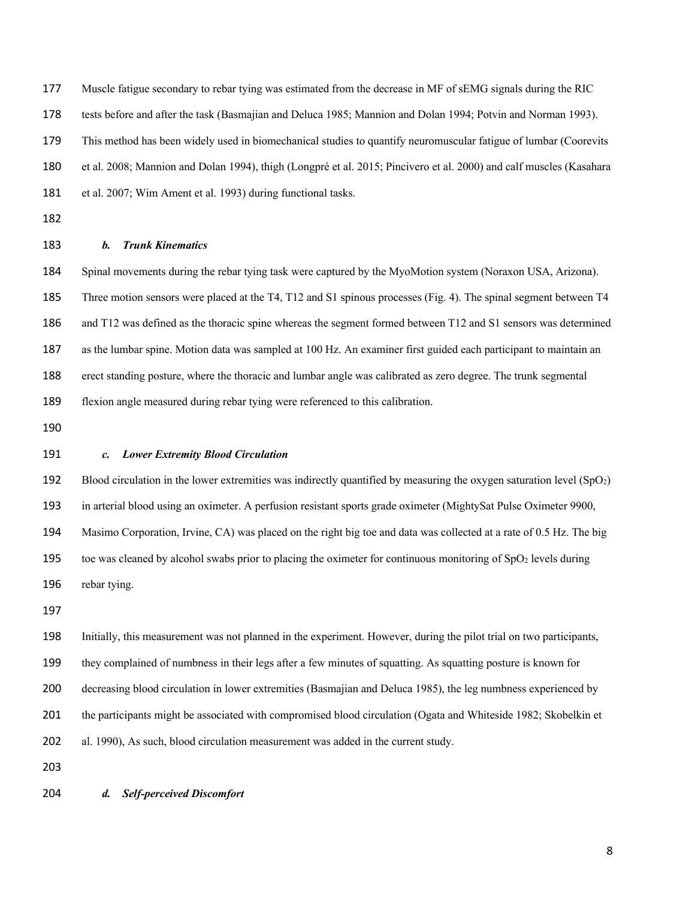Muscle fatigue secondary to rebar tying was estimated from the decrease in MF of sEMG signals during the RIC tests before and after the task (Basmajian and Deluca 1985; Mannion and Dolan 1994; Potvin and Norman 1993). This method has been widely used in biomechanical studies to quantify neuromuscular fatigue of lumbar (Coorevits et al. 2008; Mannion and Dolan 1994), thigh (Longpré et al. 2015; Pincivero et al. 2000) and calf muscles (Kasahara et al. 2007; Wim Ament et al. 1993) during functional tasks.

### *b. Trunk Kinematics*

Spinal movements during the rebar tying task were captured by the MyoMotion system (Noraxon USA, Arizona). Three motion sensors were placed at the T4, T12 and S1 spinous processes (Fig. 4). The spinal segment between T4 and T12 was defined as the thoracic spine whereas the segment formed between T12 and S1 sensors was determined as the lumbar spine. Motion data was sampled at 100 Hz. An examiner first guided each participant to maintain an erect standing posture, where the thoracic and lumbar angle was calibrated as zero degree. The trunk segmental flexion angle measured during rebar tying were referenced to this calibration.

### *c. Lower Extremity Blood Circulation*

Blood circulation in the lower extremities was indirectly quantified by measuring the oxygen saturation level ($SpO_2$) in arterial blood using an oximeter. A perfusion resistant sports grade oximeter (MightySat Pulse Oximeter 9900, Masimo Corporation, Irvine, CA) was placed on the right big toe and data was collected at a rate of 0.5 Hz. The big toe was cleaned by alcohol swabs prior to placing the oximeter for continuous monitoring of $SpO_2$ levels during rebar tying.

Initially, this measurement was not planned in the experiment. However, during the pilot trial on two participants, they complained of numbness in their legs after a few minutes of squatting. As squatting posture is known for decreasing blood circulation in lower extremities (Basmajian and Deluca 1985), the leg numbness experienced by the participants might be associated with compromised blood circulation (Ogata and Whiteside 1982; Skobelkin et al. 1990), As such, blood circulation measurement was added in the current study.

### *d. Self-perceived Discomfort*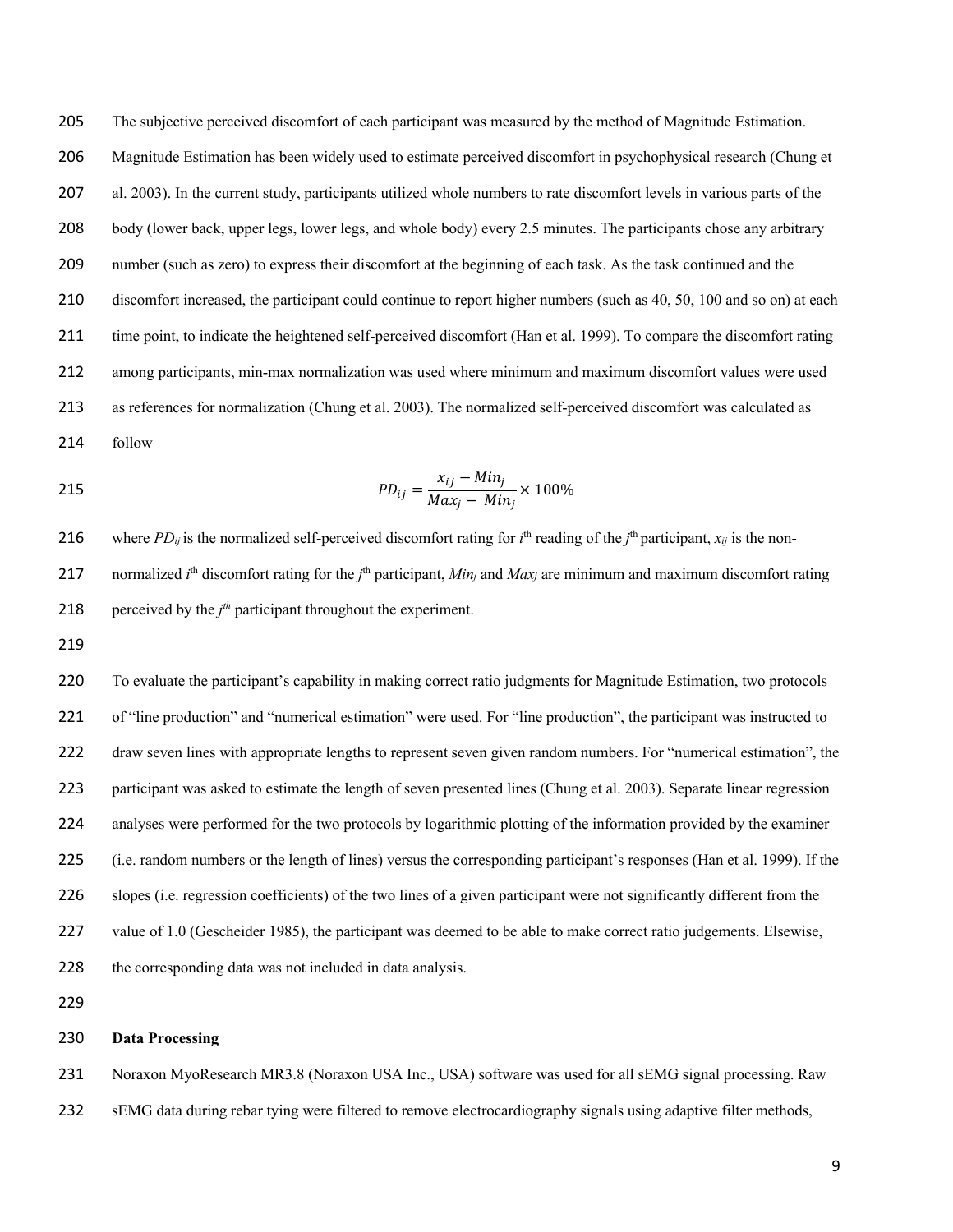The subjective perceived discomfort of each participant was measured by the method of Magnitude Estimation. Magnitude Estimation has been widely used to estimate perceived discomfort in psychophysical research (Chung et al. 2003). In the current study, participants utilized whole numbers to rate discomfort levels in various parts of the body (lower back, upper legs, lower legs, and whole body) every 2.5 minutes. The participants chose any arbitrary number (such as zero) to express their discomfort at the beginning of each task. As the task continued and the discomfort increased, the participant could continue to report higher numbers (such as 40, 50, 100 and so on) at each time point, to indicate the heightened self-perceived discomfort (Han et al. 1999). To compare the discomfort rating among participants, min-max normalization was used where minimum and maximum discomfort values were used as references for normalization (Chung et al. 2003). The normalized self-perceived discomfort was calculated as follow

$$PD_{ij} = \frac{x_{ij} - Min_j}{Max_j - Min_j} \times 100\%$$

where $PD_{ij}$ is the normalized self-perceived discomfort rating for $i^{th}$ reading of the $j^{th}$ participant, $x_{ij}$ is the non-normalized $i^{th}$ discomfort rating for the $j^{th}$ participant, $Min_j$ and $Max_j$ are minimum and maximum discomfort rating perceived by the $j^{th}$ participant throughout the experiment.

To evaluate the participant's capability in making correct ratio judgments for Magnitude Estimation, two protocols of "line production" and "numerical estimation" were used. For "line production", the participant was instructed to draw seven lines with appropriate lengths to represent seven given random numbers. For "numerical estimation", the participant was asked to estimate the length of seven presented lines (Chung et al. 2003). Separate linear regression analyses were performed for the two protocols by logarithmic plotting of the information provided by the examiner (i.e. random numbers or the length of lines) versus the corresponding participant's responses (Han et al. 1999). If the slopes (i.e. regression coefficients) of the two lines of a given participant were not significantly different from the value of 1.0 (Gescheider 1985), the participant was deemed to be able to make correct ratio judgements. Elsewise, the corresponding data was not included in data analysis.

**Data Processing**

Noraxon MyoResearch MR3.8 (Noraxon USA Inc., USA) software was used for all sEMG signal processing. Raw sEMG data during rebar tying were filtered to remove electrocardiography signals using adaptive filter methods,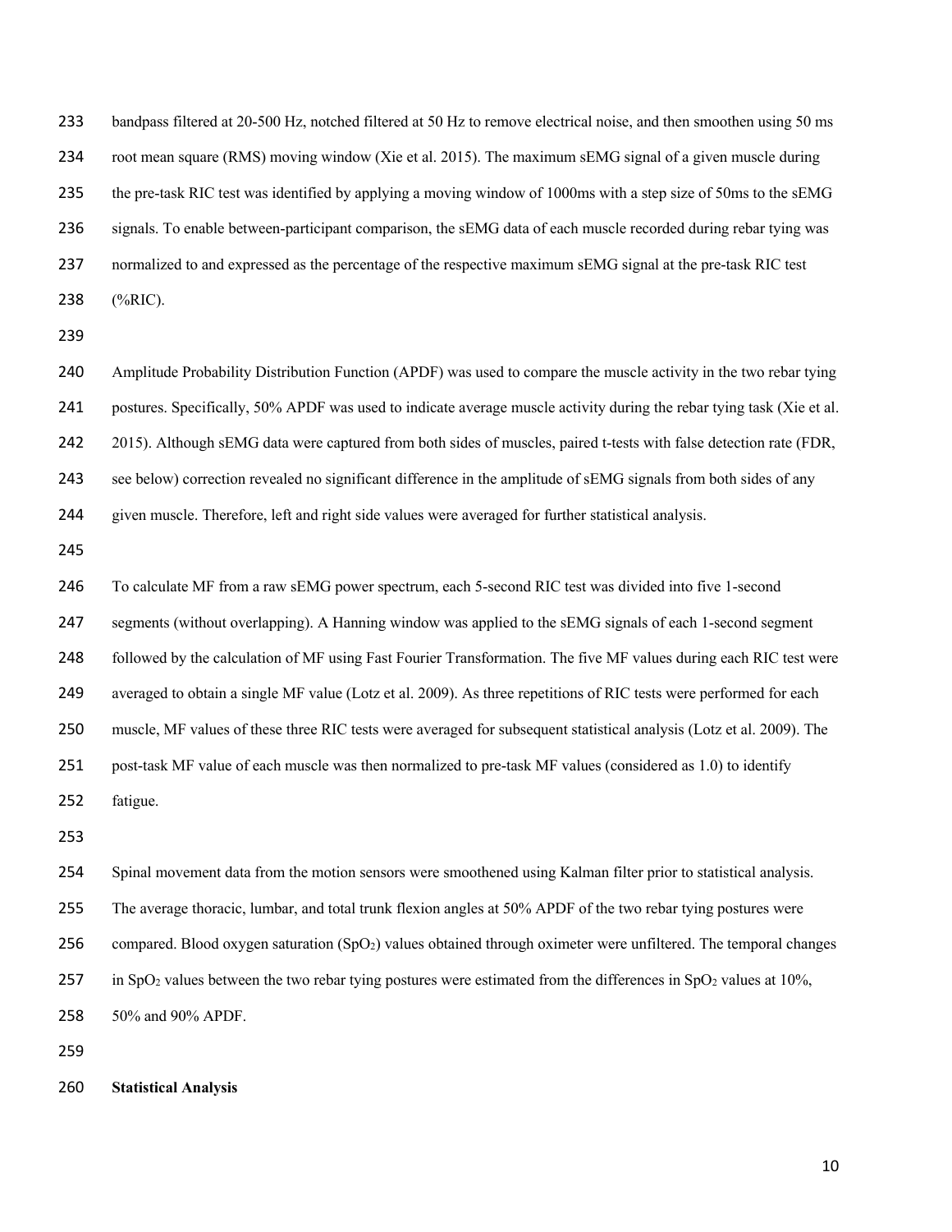bandpass filtered at 20-500 Hz, notched filtered at 50 Hz to remove electrical noise, and then smoothen using 50 ms root mean square (RMS) moving window (Xie et al. 2015). The maximum sEMG signal of a given muscle during the pre-task RIC test was identified by applying a moving window of 1000ms with a step size of 50ms to the sEMG signals. To enable between-participant comparison, the sEMG data of each muscle recorded during rebar tying was normalized to and expressed as the percentage of the respective maximum sEMG signal at the pre-task RIC test (%RIC).

Amplitude Probability Distribution Function (APDF) was used to compare the muscle activity in the two rebar tying postures. Specifically, 50% APDF was used to indicate average muscle activity during the rebar tying task (Xie et al. 2015). Although sEMG data were captured from both sides of muscles, paired t-tests with false detection rate (FDR, see below) correction revealed no significant difference in the amplitude of sEMG signals from both sides of any given muscle. Therefore, left and right side values were averaged for further statistical analysis.

To calculate MF from a raw sEMG power spectrum, each 5-second RIC test was divided into five 1-second segments (without overlapping). A Hanning window was applied to the sEMG signals of each 1-second segment followed by the calculation of MF using Fast Fourier Transformation. The five MF values during each RIC test were averaged to obtain a single MF value (Lotz et al. 2009). As three repetitions of RIC tests were performed for each muscle, MF values of these three RIC tests were averaged for subsequent statistical analysis (Lotz et al. 2009). The post-task MF value of each muscle was then normalized to pre-task MF values (considered as 1.0) to identify fatigue.

Spinal movement data from the motion sensors were smoothened using Kalman filter prior to statistical analysis. The average thoracic, lumbar, and total trunk flexion angles at 50% APDF of the two rebar tying postures were compared. Blood oxygen saturation ($SpO_2$) values obtained through oximeter were unfiltered. The temporal changes in $SpO_2$ values between the two rebar tying postures were estimated from the differences in $SpO_2$ values at 10%, 50% and 90% APDF.

**Statistical Analysis**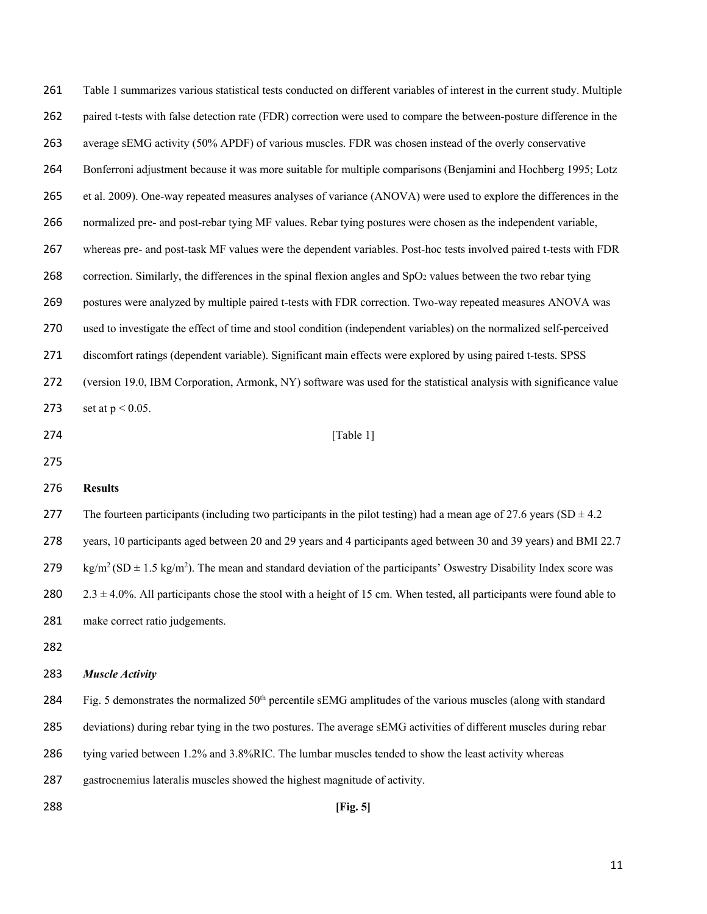Table 1 summarizes various statistical tests conducted on different variables of interest in the current study. Multiple paired t-tests with false detection rate (FDR) correction were used to compare the between-posture difference in the average sEMG activity (50% APDF) of various muscles. FDR was chosen instead of the overly conservative Bonferroni adjustment because it was more suitable for multiple comparisons (Benjamini and Hochberg 1995; Lotz et al. 2009). One-way repeated measures analyses of variance (ANOVA) were used to explore the differences in the normalized pre- and post-rebar tying MF values. Rebar tying postures were chosen as the independent variable, whereas pre- and post-task MF values were the dependent variables. Post-hoc tests involved paired t-tests with FDR correction. Similarly, the differences in the spinal flexion angles and $SpO_2$ values between the two rebar tying postures were analyzed by multiple paired t-tests with FDR correction. Two-way repeated measures ANOVA was used to investigate the effect of time and stool condition (independent variables) on the normalized self-perceived discomfort ratings (dependent variable). Significant main effects were explored by using paired t-tests. SPSS (version 19.0, IBM Corporation, Armonk, NY) software was used for the statistical analysis with significance value set at $p < 0.05$.

[Table 1]

**Results**

The fourteen participants (including two participants in the pilot testing) had a mean age of 27.6 years (SD ± 4.2 years, 10 participants aged between 20 and 29 years and 4 participants aged between 30 and 39 years) and BMI 22.7 $kg/m^2$ (SD ± 1.5 $kg/m^2$). The mean and standard deviation of the participants' Oswestry Disability Index score was 2.3 ± 4.0%. All participants chose the stool with a height of 15 cm. When tested, all participants were found able to make correct ratio judgements.

***Muscle Activity***

Fig. 5 demonstrates the normalized 50th percentile sEMG amplitudes of the various muscles (along with standard deviations) during rebar tying in the two postures. The average sEMG activities of different muscles during rebar tying varied between 1.2% and 3.8%RIC. The lumbar muscles tended to show the least activity whereas gastrocnemius lateralis muscles showed the highest magnitude of activity.

**[Fig. 5]**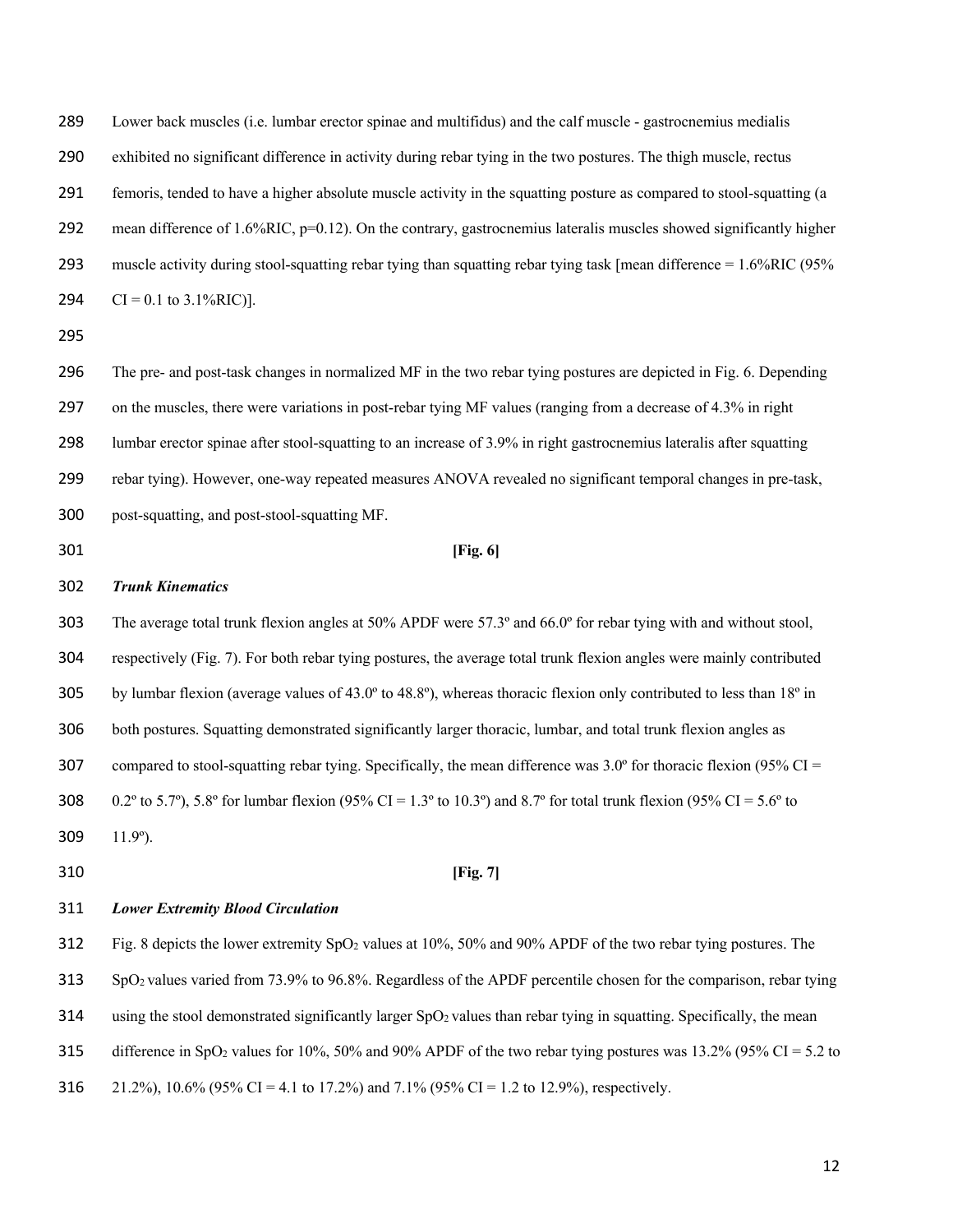Lower back muscles (i.e. lumbar erector spinae and multifidus) and the calf muscle - gastrocnemius medialis exhibited no significant difference in activity during rebar tying in the two postures. The thigh muscle, rectus femoris, tended to have a higher absolute muscle activity in the squatting posture as compared to stool-squatting (a mean difference of 1.6%RIC, $p=0.12$). On the contrary, gastrocnemius lateralis muscles showed significantly higher muscle activity during stool-squatting rebar tying than squatting rebar tying task [mean difference = 1.6%RIC (95% CI = 0.1 to 3.1%RIC)].

The pre- and post-task changes in normalized MF in the two rebar tying postures are depicted in Fig. 6. Depending on the muscles, there were variations in post-rebar tying MF values (ranging from a decrease of 4.3% in right lumbar erector spinae after stool-squatting to an increase of 3.9% in right gastrocnemius lateralis after squatting rebar tying). However, one-way repeated measures ANOVA revealed no significant temporal changes in pre-task, post-squatting, and post-stool-squatting MF.

**[Fig. 6]**

***Trunk Kinematics***

The average total trunk flexion angles at 50% APDF were 57.3º and 66.0º for rebar tying with and without stool, respectively (Fig. 7). For both rebar tying postures, the average total trunk flexion angles were mainly contributed by lumbar flexion (average values of 43.0º to 48.8º), whereas thoracic flexion only contributed to less than 18º in both postures. Squatting demonstrated significantly larger thoracic, lumbar, and total trunk flexion angles as compared to stool-squatting rebar tying. Specifically, the mean difference was 3.0º for thoracic flexion (95% CI = 0.2º to 5.7º), 5.8º for lumbar flexion (95% CI = 1.3º to 10.3º) and 8.7º for total trunk flexion (95% CI = 5.6º to 11.9º).

**[Fig. 7]**

***Lower Extremity Blood Circulation***

Fig. 8 depicts the lower extremity $SpO_2$ values at 10%, 50% and 90% APDF of the two rebar tying postures. The $SpO_2$ values varied from 73.9% to 96.8%. Regardless of the APDF percentile chosen for the comparison, rebar tying using the stool demonstrated significantly larger $SpO_2$ values than rebar tying in squatting. Specifically, the mean difference in $SpO_2$ values for 10%, 50% and 90% APDF of the two rebar tying postures was 13.2% (95% CI = 5.2 to 21.2%), 10.6% (95% CI = 4.1 to 17.2%) and 7.1% (95% CI = 1.2 to 12.9%), respectively.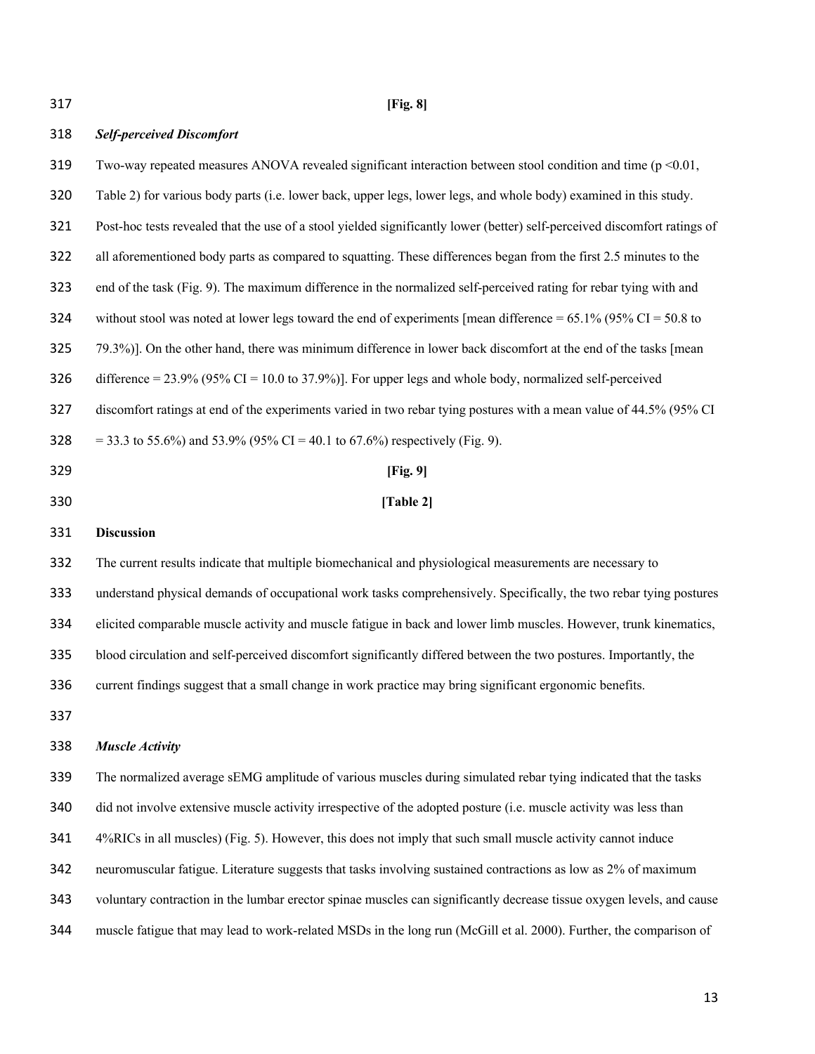[Fig. 8]

### *Self-perceived Discomfort*

Two-way repeated measures ANOVA revealed significant interaction between stool condition and time ($p < 0.01$, Table 2) for various body parts (i.e. lower back, upper legs, lower legs, and whole body) examined in this study. Post-hoc tests revealed that the use of a stool yielded significantly lower (better) self-perceived discomfort ratings of all aforementioned body parts as compared to squatting. These differences began from the first 2.5 minutes to the end of the task (Fig. 9). The maximum difference in the normalized self-perceived rating for rebar tying with and without stool was noted at lower legs toward the end of experiments [mean difference = 65.1% (95% CI = 50.8 to 79.3%)]. On the other hand, there was minimum difference in lower back discomfort at the end of the tasks [mean difference = 23.9% (95% CI = 10.0 to 37.9%)]. For upper legs and whole body, normalized self-perceived discomfort ratings at end of the experiments varied in two rebar tying postures with a mean value of 44.5% (95% CI = 33.3 to 55.6%) and 53.9% (95% CI = 40.1 to 67.6%) respectively (Fig. 9).

[Fig. 9]

[Table 2]

## Discussion

The current results indicate that multiple biomechanical and physiological measurements are necessary to understand physical demands of occupational work tasks comprehensively. Specifically, the two rebar tying postures elicited comparable muscle activity and muscle fatigue in back and lower limb muscles. However, trunk kinematics, blood circulation and self-perceived discomfort significantly differed between the two postures. Importantly, the current findings suggest that a small change in work practice may bring significant ergonomic benefits.

### *Muscle Activity*

The normalized average sEMG amplitude of various muscles during simulated rebar tying indicated that the tasks did not involve extensive muscle activity irrespective of the adopted posture (i.e. muscle activity was less than 4%RICs in all muscles) (Fig. 5). However, this does not imply that such small muscle activity cannot induce neuromuscular fatigue. Literature suggests that tasks involving sustained contractions as low as 2% of maximum voluntary contraction in the lumbar erector spinae muscles can significantly decrease tissue oxygen levels, and cause muscle fatigue that may lead to work-related MSDs in the long run (McGill et al. 2000). Further, the comparison of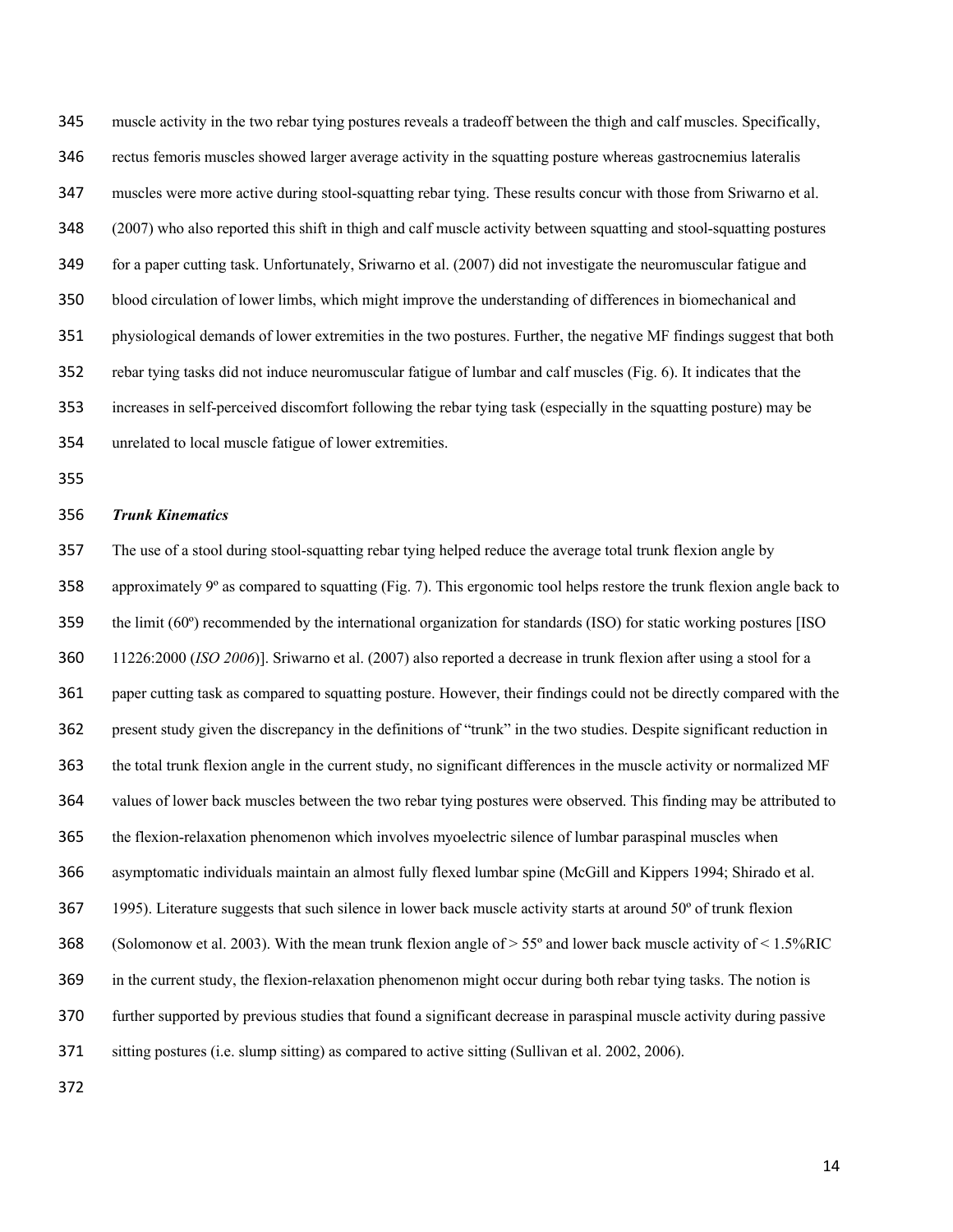muscle activity in the two rebar tying postures reveals a tradeoff between the thigh and calf muscles. Specifically, rectus femoris muscles showed larger average activity in the squatting posture whereas gastrocnemius lateralis muscles were more active during stool-squatting rebar tying. These results concur with those from Sriwarno et al. (2007) who also reported this shift in thigh and calf muscle activity between squatting and stool-squatting postures for a paper cutting task. Unfortunately, Sriwarno et al. (2007) did not investigate the neuromuscular fatigue and blood circulation of lower limbs, which might improve the understanding of differences in biomechanical and physiological demands of lower extremities in the two postures. Further, the negative MF findings suggest that both rebar tying tasks did not induce neuromuscular fatigue of lumbar and calf muscles (Fig. 6). It indicates that the increases in self-perceived discomfort following the rebar tying task (especially in the squatting posture) may be unrelated to local muscle fatigue of lower extremities.

***Trunk Kinematics***

The use of a stool during stool-squatting rebar tying helped reduce the average total trunk flexion angle by approximately 9º as compared to squatting (Fig. 7). This ergonomic tool helps restore the trunk flexion angle back to the limit (60º) recommended by the international organization for standards (ISO) for static working postures [ISO 11226:2000 (*ISO 2006*)]. Sriwarno et al. (2007) also reported a decrease in trunk flexion after using a stool for a paper cutting task as compared to squatting posture. However, their findings could not be directly compared with the present study given the discrepancy in the definitions of "trunk" in the two studies. Despite significant reduction in the total trunk flexion angle in the current study, no significant differences in the muscle activity or normalized MF values of lower back muscles between the two rebar tying postures were observed. This finding may be attributed to the flexion-relaxation phenomenon which involves myoelectric silence of lumbar paraspinal muscles when asymptomatic individuals maintain an almost fully flexed lumbar spine (McGill and Kippers 1994; Shirado et al. 1995). Literature suggests that such silence in lower back muscle activity starts at around 50º of trunk flexion (Solomonow et al. 2003). With the mean trunk flexion angle of > 55º and lower back muscle activity of < 1.5%RIC in the current study, the flexion-relaxation phenomenon might occur during both rebar tying tasks. The notion is further supported by previous studies that found a significant decrease in paraspinal muscle activity during passive sitting postures (i.e. slump sitting) as compared to active sitting (Sullivan et al. 2002, 2006).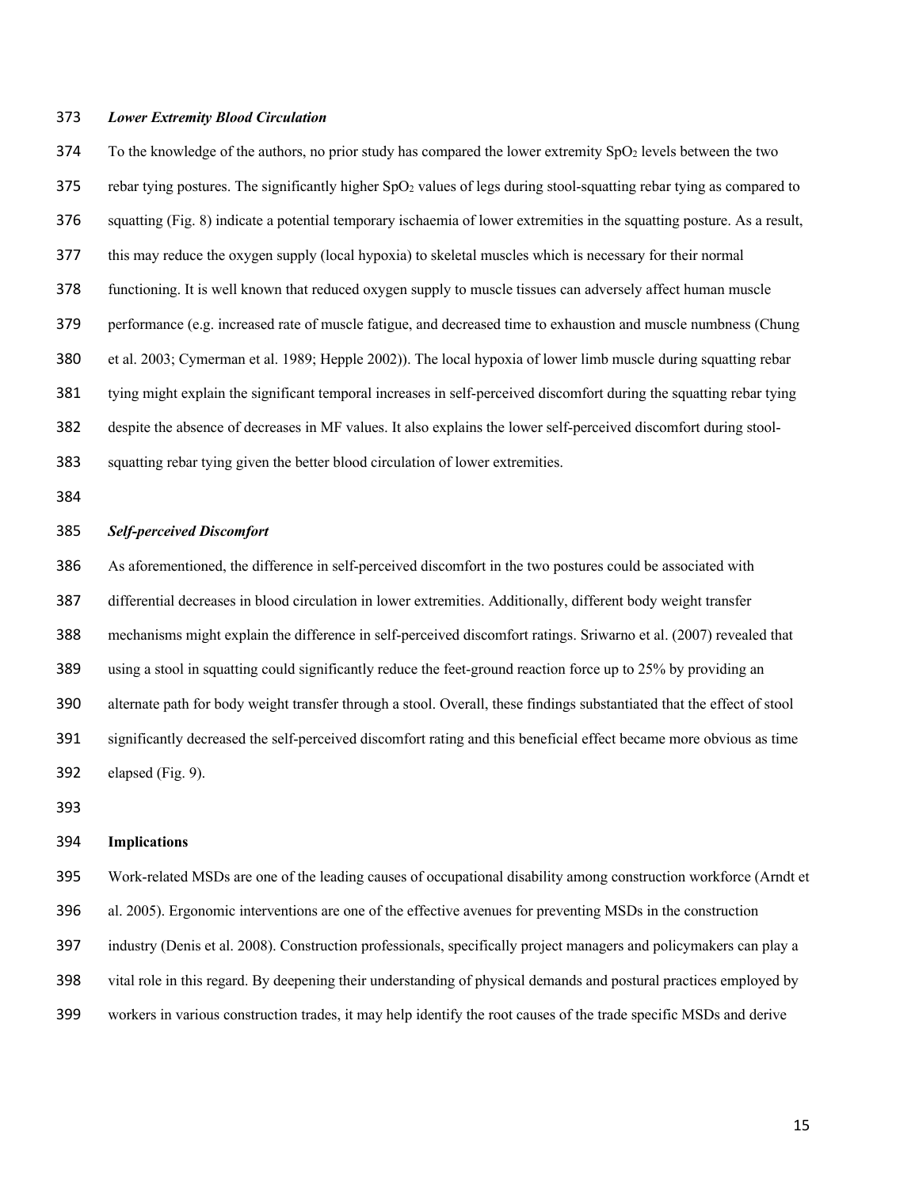### *Lower Extremity Blood Circulation*

To the knowledge of the authors, no prior study has compared the lower extremity $SpO_2$ levels between the two rebar tying postures. The significantly higher $SpO_2$ values of legs during stool-squatting rebar tying as compared to squatting (Fig. 8) indicate a potential temporary ischaemia of lower extremities in the squatting posture. As a result, this may reduce the oxygen supply (local hypoxia) to skeletal muscles which is necessary for their normal functioning. It is well known that reduced oxygen supply to muscle tissues can adversely affect human muscle performance (e.g. increased rate of muscle fatigue, and decreased time to exhaustion and muscle numbness (Chung et al. 2003; Cymerman et al. 1989; Hepple 2002)). The local hypoxia of lower limb muscle during squatting rebar tying might explain the significant temporal increases in self-perceived discomfort during the squatting rebar tying despite the absence of decreases in MF values. It also explains the lower self-perceived discomfort during stool-squatting rebar tying given the better blood circulation of lower extremities.

### *Self-perceived Discomfort*

As aforementioned, the difference in self-perceived discomfort in the two postures could be associated with differential decreases in blood circulation in lower extremities. Additionally, different body weight transfer mechanisms might explain the difference in self-perceived discomfort ratings. Sriwarno et al. (2007) revealed that using a stool in squatting could significantly reduce the feet-ground reaction force up to 25% by providing an alternate path for body weight transfer through a stool. Overall, these findings substantiated that the effect of stool significantly decreased the self-perceived discomfort rating and this beneficial effect became more obvious as time elapsed (Fig. 9).

## Implications

Work-related MSDs are one of the leading causes of occupational disability among construction workforce (Arndt et al. 2005). Ergonomic interventions are one of the effective avenues for preventing MSDs in the construction industry (Denis et al. 2008). Construction professionals, specifically project managers and policymakers can play a vital role in this regard. By deepening their understanding of physical demands and postural practices employed by workers in various construction trades, it may help identify the root causes of the trade specific MSDs and derive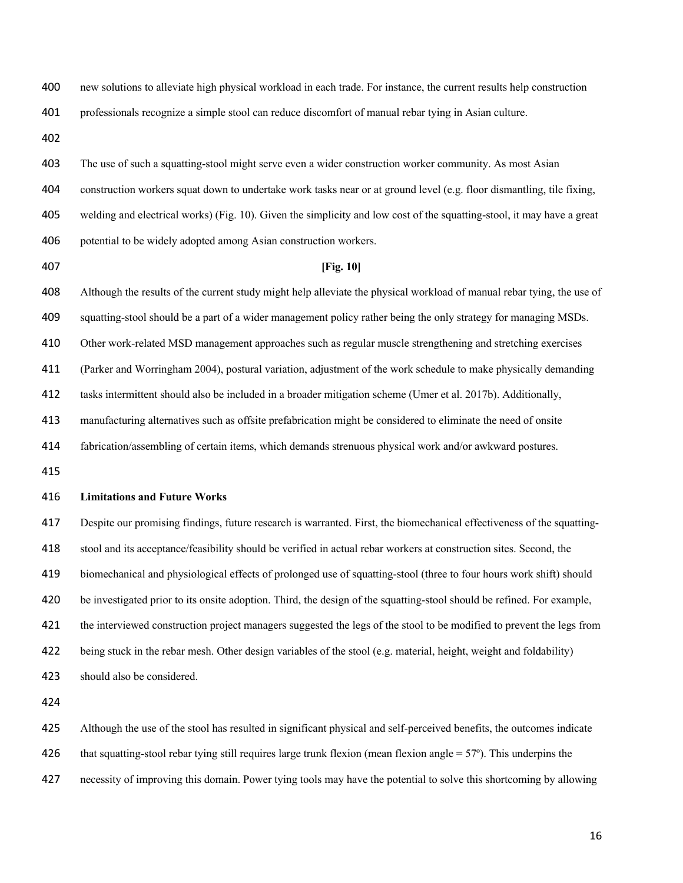new solutions to alleviate high physical workload in each trade. For instance, the current results help construction professionals recognize a simple stool can reduce discomfort of manual rebar tying in Asian culture.

The use of such a squatting-stool might serve even a wider construction worker community. As most Asian construction workers squat down to undertake work tasks near or at ground level (e.g. floor dismantling, tile fixing, welding and electrical works) (Fig. 10). Given the simplicity and low cost of the squatting-stool, it may have a great potential to be widely adopted among Asian construction workers.

**[Fig. 10]**

Although the results of the current study might help alleviate the physical workload of manual rebar tying, the use of squatting-stool should be a part of a wider management policy rather being the only strategy for managing MSDs. Other work-related MSD management approaches such as regular muscle strengthening and stretching exercises (Parker and Worringham 2004), postural variation, adjustment of the work schedule to make physically demanding tasks intermittent should also be included in a broader mitigation scheme (Umer et al. 2017b). Additionally, manufacturing alternatives such as offsite prefabrication might be considered to eliminate the need of onsite fabrication/assembling of certain items, which demands strenuous physical work and/or awkward postures.

**Limitations and Future Works**

Despite our promising findings, future research is warranted. First, the biomechanical effectiveness of the squatting-stool and its acceptance/feasibility should be verified in actual rebar workers at construction sites. Second, the biomechanical and physiological effects of prolonged use of squatting-stool (three to four hours work shift) should be investigated prior to its onsite adoption. Third, the design of the squatting-stool should be refined. For example, the interviewed construction project managers suggested the legs of the stool to be modified to prevent the legs from being stuck in the rebar mesh. Other design variables of the stool (e.g. material, height, weight and foldability) should also be considered.

Although the use of the stool has resulted in significant physical and self-perceived benefits, the outcomes indicate that squatting-stool rebar tying still requires large trunk flexion (mean flexion angle = 57º). This underpins the necessity of improving this domain. Power tying tools may have the potential to solve this shortcoming by allowing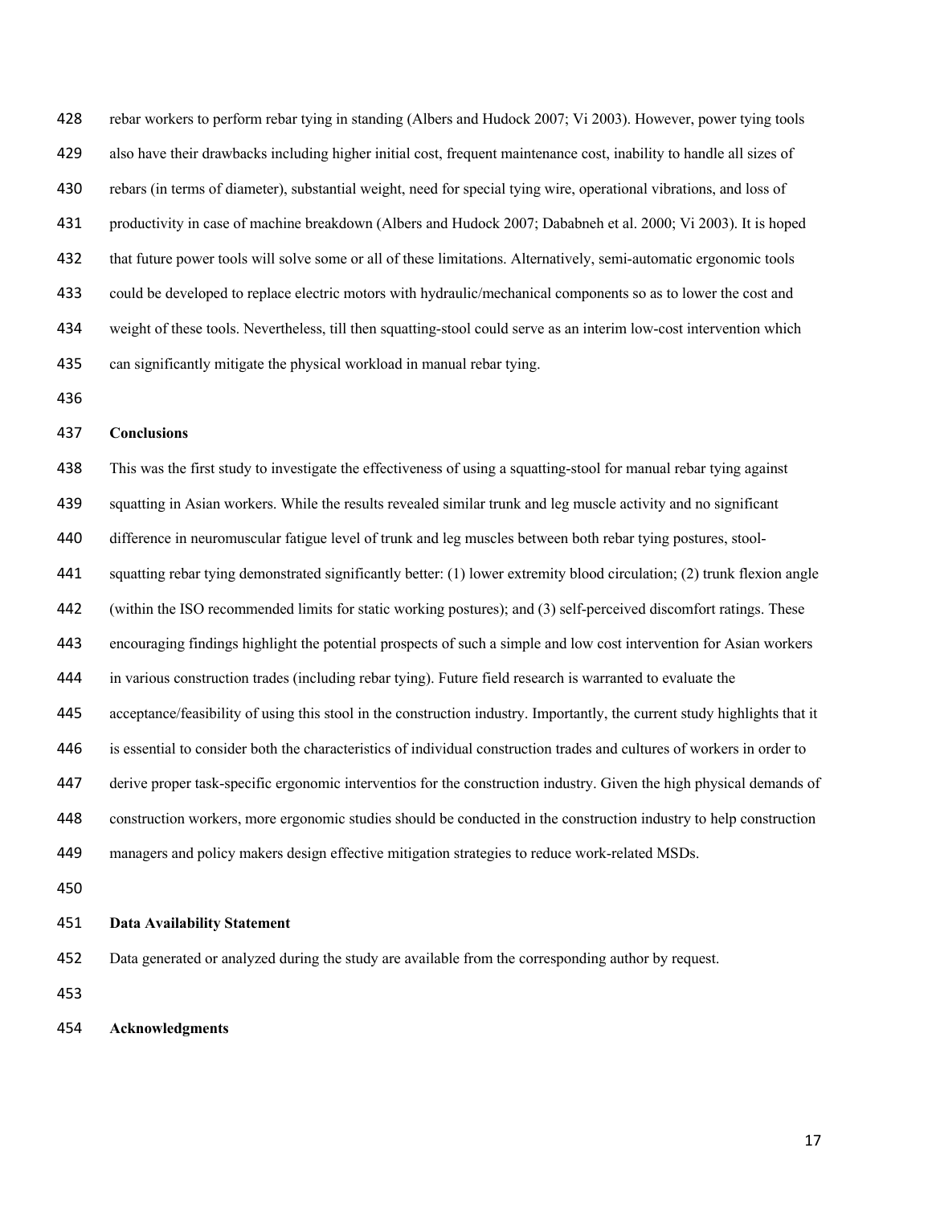rebar workers to perform rebar tying in standing (Albers and Hudock 2007; Vi 2003). However, power tying tools also have their drawbacks including higher initial cost, frequent maintenance cost, inability to handle all sizes of rebars (in terms of diameter), substantial weight, need for special tying wire, operational vibrations, and loss of productivity in case of machine breakdown (Albers and Hudock 2007; Dababneh et al. 2000; Vi 2003). It is hoped that future power tools will solve some or all of these limitations. Alternatively, semi-automatic ergonomic tools could be developed to replace electric motors with hydraulic/mechanical components so as to lower the cost and weight of these tools. Nevertheless, till then squatting-stool could serve as an interim low-cost intervention which can significantly mitigate the physical workload in manual rebar tying.

## Conclusions

This was the first study to investigate the effectiveness of using a squatting-stool for manual rebar tying against squatting in Asian workers. While the results revealed similar trunk and leg muscle activity and no significant difference in neuromuscular fatigue level of trunk and leg muscles between both rebar tying postures, stool-squatting rebar tying demonstrated significantly better: (1) lower extremity blood circulation; (2) trunk flexion angle (within the ISO recommended limits for static working postures); and (3) self-perceived discomfort ratings. These encouraging findings highlight the potential prospects of such a simple and low cost intervention for Asian workers in various construction trades (including rebar tying). Future field research is warranted to evaluate the acceptance/feasibility of using this stool in the construction industry. Importantly, the current study highlights that it is essential to consider both the characteristics of individual construction trades and cultures of workers in order to derive proper task-specific ergonomic interventios for the construction industry. Given the high physical demands of construction workers, more ergonomic studies should be conducted in the construction industry to help construction managers and policy makers design effective mitigation strategies to reduce work-related MSDs.

## Data Availability Statement

Data generated or analyzed during the study are available from the corresponding author by request.

## Acknowledgments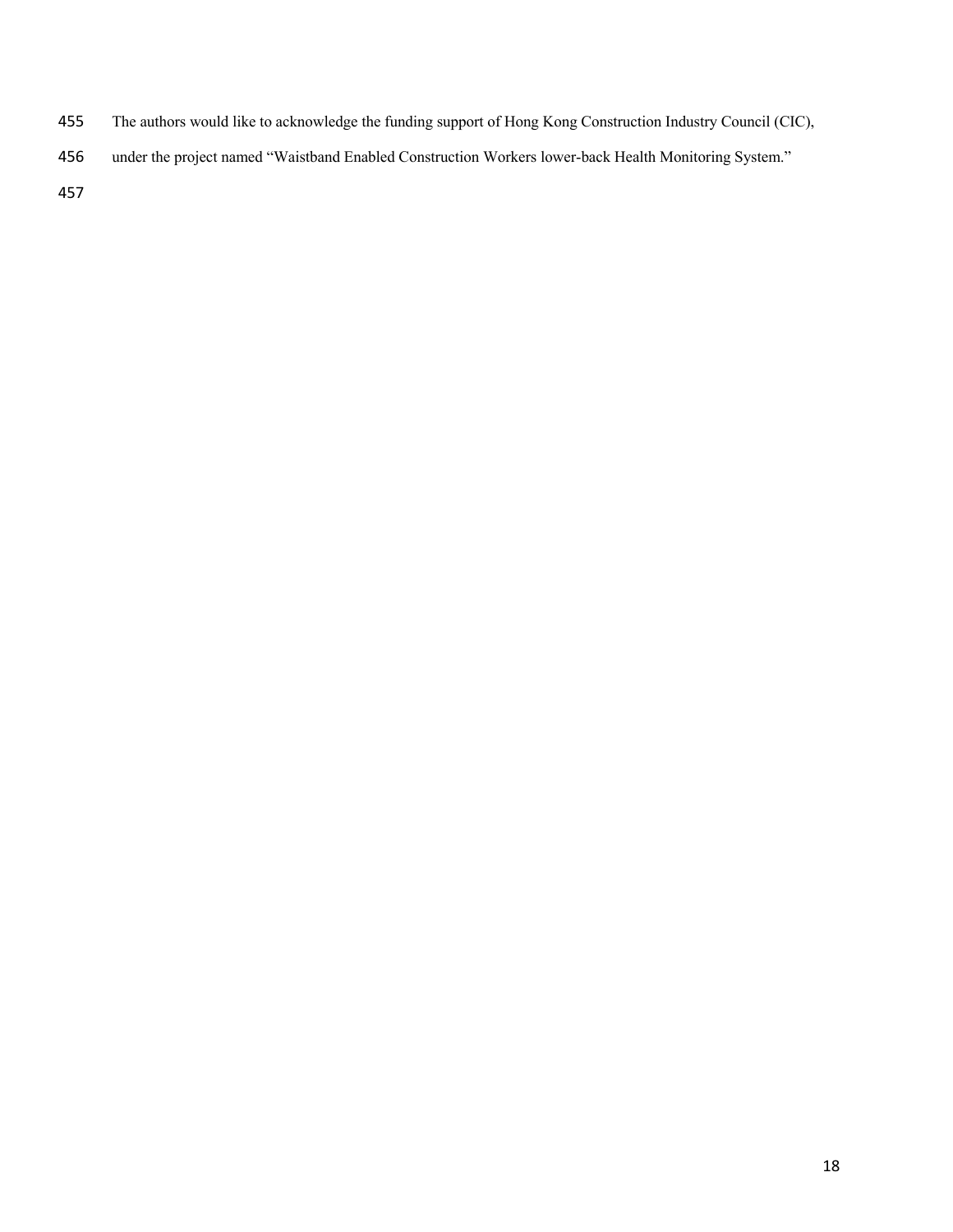The authors would like to acknowledge the funding support of Hong Kong Construction Industry Council (CIC), under the project named "Waistband Enabled Construction Workers lower-back Health Monitoring System."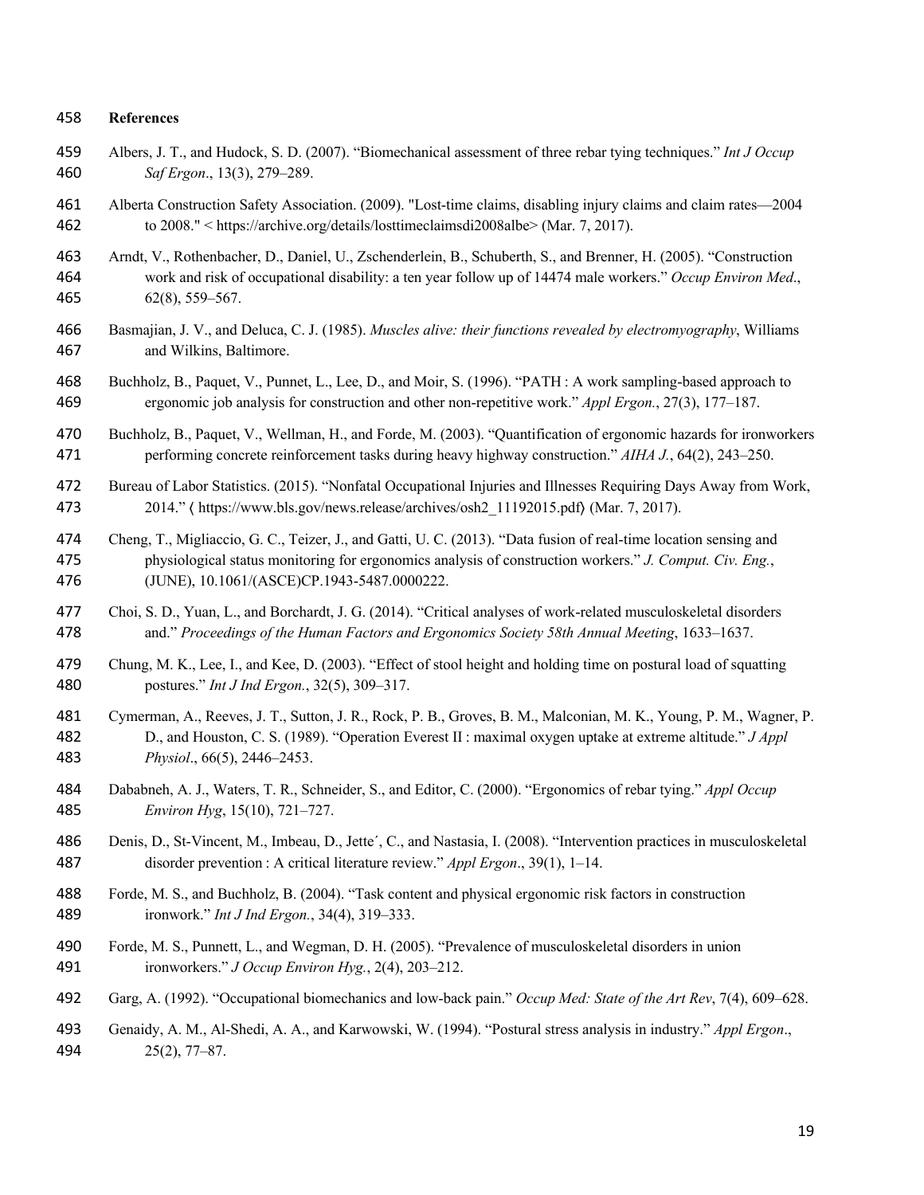**References**

Albers, J. T., and Hudock, S. D. (2007). "Biomechanical assessment of three rebar tying techniques." *Int J Occup Saf Ergon*., 13(3), 279–289.

Alberta Construction Safety Association. (2009). "Lost-time claims, disabling injury claims and claim rates—2004 to 2008." < https://archive.org/details/losttimeclaimsdi2008albe> (Mar. 7, 2017).

Arndt, V., Rothenbacher, D., Daniel, U., Zschenderlein, B., Schuberth, S., and Brenner, H. (2005). "Construction work and risk of occupational disability: a ten year follow up of 14474 male workers." *Occup Environ Med*., 62(8), 559–567.

Basmajian, J. V., and Deluca, C. J. (1985). *Muscles alive: their functions revealed by electromyography*, Williams and Wilkins, Baltimore.

Buchholz, B., Paquet, V., Punnet, L., Lee, D., and Moir, S. (1996). "PATH : A work sampling-based approach to ergonomic job analysis for construction and other non-repetitive work." *Appl Ergon.*, 27(3), 177–187.

Buchholz, B., Paquet, V., Wellman, H., and Forde, M. (2003). "Quantification of ergonomic hazards for ironworkers performing concrete reinforcement tasks during heavy highway construction." *AIHA J.*, 64(2), 243–250.

Bureau of Labor Statistics. (2015). "Nonfatal Occupational Injuries and Illnesses Requiring Days Away from Work, 2014." 〈 https://www.bls.gov/news.release/archives/osh2_11192015.pdf〉 (Mar. 7, 2017).

Cheng, T., Migliaccio, G. C., Teizer, J., and Gatti, U. C. (2013). "Data fusion of real-time location sensing and physiological status monitoring for ergonomics analysis of construction workers." *J. Comput. Civ. Eng.*, (JUNE), 10.1061/(ASCE)CP.1943-5487.0000222.

Choi, S. D., Yuan, L., and Borchardt, J. G. (2014). "Critical analyses of work-related musculoskeletal disorders and." *Proceedings of the Human Factors and Ergonomics Society 58th Annual Meeting*, 1633–1637.

Chung, M. K., Lee, I., and Kee, D. (2003). "Effect of stool height and holding time on postural load of squatting postures." *Int J Ind Ergon.*, 32(5), 309–317.

Cymerman, A., Reeves, J. T., Sutton, J. R., Rock, P. B., Groves, B. M., Malconian, M. K., Young, P. M., Wagner, P. D., and Houston, C. S. (1989). "Operation Everest II : maximal oxygen uptake at extreme altitude." *J Appl Physiol*., 66(5), 2446–2453.

Dababneh, A. J., Waters, T. R., Schneider, S., and Editor, C. (2000). "Ergonomics of rebar tying." *Appl Occup Environ Hyg*, 15(10), 721–727.

Denis, D., St-Vincent, M., Imbeau, D., Jette´, C., and Nastasia, I. (2008). "Intervention practices in musculoskeletal disorder prevention : A critical literature review." *Appl Ergon*., 39(1), 1–14.

Forde, M. S., and Buchholz, B. (2004). "Task content and physical ergonomic risk factors in construction ironwork." *Int J Ind Ergon.*, 34(4), 319–333.

Forde, M. S., Punnett, L., and Wegman, D. H. (2005). "Prevalence of musculoskeletal disorders in union ironworkers." *J Occup Environ Hyg.*, 2(4), 203–212.

Garg, A. (1992). "Occupational biomechanics and low-back pain." *Occup Med: State of the Art Rev*, 7(4), 609–628.

Genaidy, A. M., Al-Shedi, A. A., and Karwowski, W. (1994). "Postural stress analysis in industry." *Appl Ergon*., 25(2), 77–87.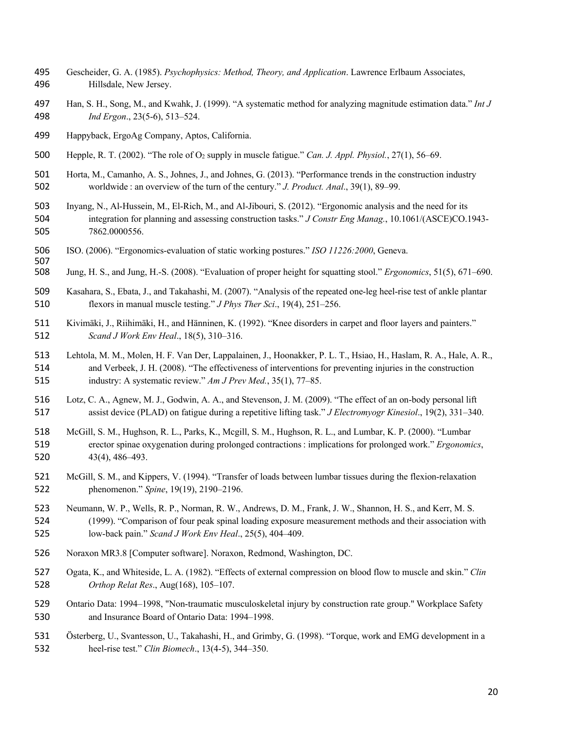Gescheider, G. A. (1985). *Psychophysics: Method, Theory, and Application*. Lawrence Erlbaum Associates, Hillsdale, New Jersey.

Han, S. H., Song, M., and Kwahk, J. (1999). "A systematic method for analyzing magnitude estimation data." *Int J Ind Ergon*., 23(5-6), 513–524.

Happyback, ErgoAg Company, Aptos, California.

Hepple, R. T. (2002). "The role of $O_2$ supply in muscle fatigue." *Can. J. Appl. Physiol.*, 27(1), 56–69.

Horta, M., Camanho, A. S., Johnes, J., and Johnes, G. (2013). "Performance trends in the construction industry worldwide : an overview of the turn of the century." *J. Product. Anal*., 39(1), 89–99.

Inyang, N., Al-Hussein, M., El-Rich, M., and Al-Jibouri, S. (2012). "Ergonomic analysis and the need for its integration for planning and assessing construction tasks." *J Constr Eng Manag.*, 10.1061/(ASCE)CO.1943-7862.0000556.

ISO. (2006). "Ergonomics-evaluation of static working postures." *ISO 11226:2000*, Geneva.

Jung, H. S., and Jung, H.-S. (2008). "Evaluation of proper height for squatting stool." *Ergonomics*, 51(5), 671–690.

Kasahara, S., Ebata, J., and Takahashi, M. (2007). "Analysis of the repeated one-leg heel-rise test of ankle plantar flexors in manual muscle testing." *J Phys Ther Sci*., 19(4), 251–256.

Kivimäki, J., Riihimäki, H., and Hänninen, K. (1992). "Knee disorders in carpet and floor layers and painters." *Scand J Work Env Heal*., 18(5), 310–316.

Lehtola, M. M., Molen, H. F. Van Der, Lappalainen, J., Hoonakker, P. L. T., Hsiao, H., Haslam, R. A., Hale, A. R., and Verbeek, J. H. (2008). "The effectiveness of interventions for preventing injuries in the construction industry: A systematic review." *Am J Prev Med.*, 35(1), 77–85.

Lotz, C. A., Agnew, M. J., Godwin, A. A., and Stevenson, J. M. (2009). "The effect of an on-body personal lift assist device (PLAD) on fatigue during a repetitive lifting task." *J Electromyogr Kinesiol*., 19(2), 331–340.

McGill, S. M., Hughson, R. L., Parks, K., Mcgill, S. M., Hughson, R. L., and Lumbar, K. P. (2000). "Lumbar erector spinae oxygenation during prolonged contractions : implications for prolonged work." *Ergonomics*, 43(4), 486–493.

McGill, S. M., and Kippers, V. (1994). "Transfer of loads between lumbar tissues during the flexion-relaxation phenomenon." *Spine*, 19(19), 2190–2196.

Neumann, W. P., Wells, R. P., Norman, R. W., Andrews, D. M., Frank, J. W., Shannon, H. S., and Kerr, M. S. (1999). "Comparison of four peak spinal loading exposure measurement methods and their association with low-back pain." *Scand J Work Env Heal*., 25(5), 404–409.

Noraxon MR3.8 [Computer software]. Noraxon, Redmond, Washington, DC.

Ogata, K., and Whiteside, L. A. (1982). "Effects of external compression on blood flow to muscle and skin." *Clin Orthop Relat Res*., Aug(168), 105–107.

Ontario Data: 1994–1998, "Non-traumatic musculoskeletal injury by construction rate group." Workplace Safety and Insurance Board of Ontario Data: 1994–1998.

Österberg, U., Svantesson, U., Takahashi, H., and Grimby, G. (1998). "Torque, work and EMG development in a heel-rise test." *Clin Biomech*., 13(4-5), 344–350.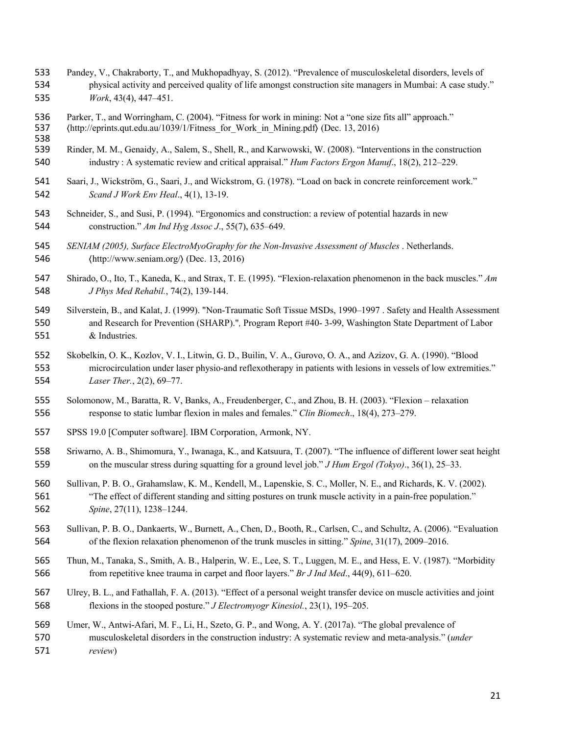Pandey, V., Chakraborty, T., and Mukhopadhyay, S. (2012). "Prevalence of musculoskeletal disorders, levels of physical activity and perceived quality of life amongst construction site managers in Mumbai: A case study." *Work*, 43(4), 447–451.

Parker, T., and Worringham, C. (2004). "Fitness for work in mining: Not a "one size fits all" approach." ⟨http://eprints.qut.edu.au/1039/1/Fitness_for_Work_in_Mining.pdf⟩ (Dec. 13, 2016)

Rinder, M. M., Genaidy, A., Salem, S., Shell, R., and Karwowski, W. (2008). "Interventions in the construction industry : A systematic review and critical appraisal." *Hum Factors Ergon Manuf*., 18(2), 212–229.

Saari, J., Wickström, G., Saari, J., and Wickstrom, G. (1978). "Load on back in concrete reinforcement work." *Scand J Work Env Heal*., 4(1), 13-19.

Schneider, S., and Susi, P. (1994). "Ergonomics and construction: a review of potential hazards in new construction." *Am Ind Hyg Assoc J*., 55(7), 635–649.

*SENIAM (2005), Surface ElectroMyoGraphy for the Non-Invasive Assessment of Muscles* . Netherlands. ⟨http://www.seniam.org/⟩ (Dec. 13, 2016)

Shirado, O., Ito, T., Kaneda, K., and Strax, T. E. (1995). "Flexion-relaxation phenomenon in the back muscles." *Am J Phys Med Rehabil.*, 74(2), 139-144.

Silverstein, B., and Kalat, J. (1999). "Non-Traumatic Soft Tissue MSDs, 1990–1997 . Safety and Health Assessment and Research for Prevention (SHARP)."*,* Program Report #40- 3-99, Washington State Department of Labor & Industries.

Skobelkin, O. K., Kozlov, V. I., Litwin, G. D., Builin, V. A., Gurovo, O. A., and Azizov, G. A. (1990). "Blood microcirculation under laser physio-and reflexotherapy in patients with lesions in vessels of low extremities." *Laser Ther.*, 2(2), 69–77.

Solomonow, M., Baratta, R. V, Banks, A., Freudenberger, C., and Zhou, B. H. (2003). "Flexion – relaxation response to static lumbar flexion in males and females." *Clin Biomech*., 18(4), 273–279.

SPSS 19.0 [Computer software]. IBM Corporation, Armonk, NY.

Sriwarno, A. B., Shimomura, Y., Iwanaga, K., and Katsuura, T. (2007). "The influence of different lower seat height on the muscular stress during squatting for a ground level job." *J Hum Ergol (Tokyo)*., 36(1), 25–33.

Sullivan, P. B. O., Grahamslaw, K. M., Kendell, M., Lapenskie, S. C., Moller, N. E., and Richards, K. V. (2002). "The effect of different standing and sitting postures on trunk muscle activity in a pain-free population." *Spine*, 27(11), 1238–1244.

Sullivan, P. B. O., Dankaerts, W., Burnett, A., Chen, D., Booth, R., Carlsen, C., and Schultz, A. (2006). "Evaluation of the flexion relaxation phenomenon of the trunk muscles in sitting." *Spine*, 31(17), 2009–2016.

Thun, M., Tanaka, S., Smith, A. B., Halperin, W. E., Lee, S. T., Luggen, M. E., and Hess, E. V. (1987). "Morbidity from repetitive knee trauma in carpet and floor layers." *Br J Ind Med*., 44(9), 611–620.

Ulrey, B. L., and Fathallah, F. A. (2013). "Effect of a personal weight transfer device on muscle activities and joint flexions in the stooped posture." *J Electromyogr Kinesiol.*, 23(1), 195–205.

Umer, W., Antwi-Afari, M. F., Li, H., Szeto, G. P., and Wong, A. Y. (2017a). "The global prevalence of musculoskeletal disorders in the construction industry: A systematic review and meta-analysis." (*under review*)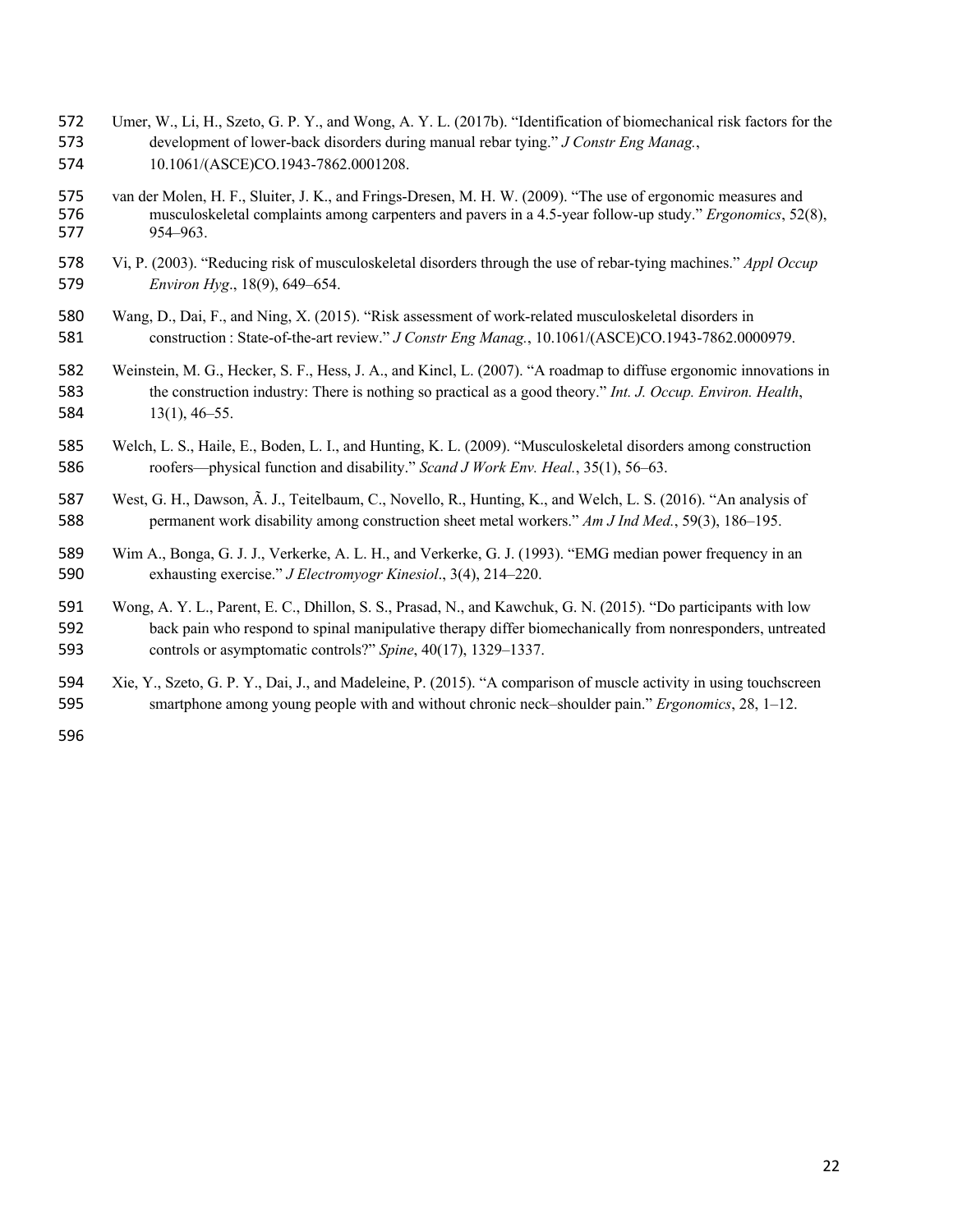Umer, W., Li, H., Szeto, G. P. Y., and Wong, A. Y. L. (2017b). "Identification of biomechanical risk factors for the development of lower-back disorders during manual rebar tying." *J Constr Eng Manag.*, 10.1061/(ASCE)CO.1943-7862.0001208.

van der Molen, H. F., Sluiter, J. K., and Frings-Dresen, M. H. W. (2009). "The use of ergonomic measures and musculoskeletal complaints among carpenters and pavers in a 4.5-year follow-up study." *Ergonomics*, 52(8), 954–963.

Vi, P. (2003). "Reducing risk of musculoskeletal disorders through the use of rebar-tying machines." *Appl Occup Environ Hyg*., 18(9), 649–654.

Wang, D., Dai, F., and Ning, X. (2015). "Risk assessment of work-related musculoskeletal disorders in construction : State-of-the-art review." *J Constr Eng Manag.*, 10.1061/(ASCE)CO.1943-7862.0000979.

Weinstein, M. G., Hecker, S. F., Hess, J. A., and Kincl, L. (2007). "A roadmap to diffuse ergonomic innovations in the construction industry: There is nothing so practical as a good theory." *Int. J. Occup. Environ. Health*, 13(1), 46–55.

Welch, L. S., Haile, E., Boden, L. I., and Hunting, K. L. (2009). "Musculoskeletal disorders among construction roofers—physical function and disability." *Scand J Work Env. Heal.*, 35(1), 56–63.

West, G. H., Dawson, Ã. J., Teitelbaum, C., Novello, R., Hunting, K., and Welch, L. S. (2016). "An analysis of permanent work disability among construction sheet metal workers." *Am J Ind Med.*, 59(3), 186–195.

Wim A., Bonga, G. J. J., Verkerke, A. L. H., and Verkerke, G. J. (1993). "EMG median power frequency in an exhausting exercise." *J Electromyogr Kinesiol*., 3(4), 214–220.

Wong, A. Y. L., Parent, E. C., Dhillon, S. S., Prasad, N., and Kawchuk, G. N. (2015). "Do participants with low back pain who respond to spinal manipulative therapy differ biomechanically from nonresponders, untreated controls or asymptomatic controls?" *Spine*, 40(17), 1329–1337.

Xie, Y., Szeto, G. P. Y., Dai, J., and Madeleine, P. (2015). "A comparison of muscle activity in using touchscreen smartphone among young people with and without chronic neck–shoulder pain." *Ergonomics*, 28, 1–12.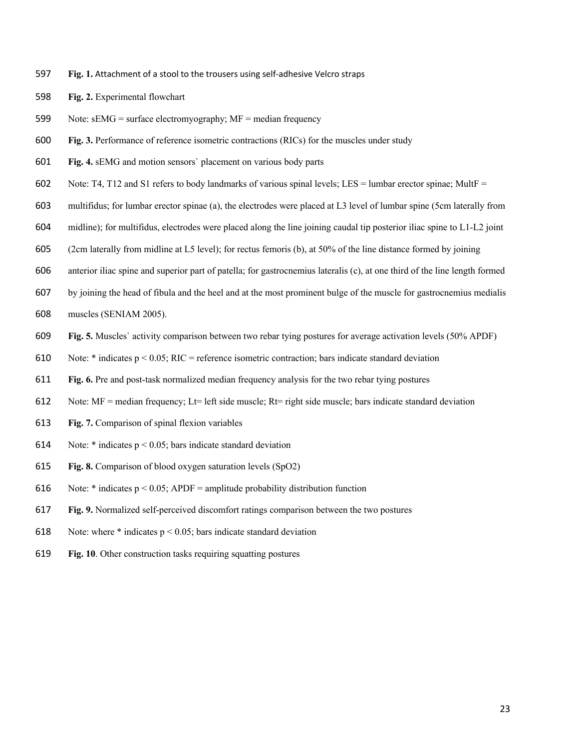**Fig. 1.** Attachment of a stool to the trousers using self-adhesive Velcro straps

**Fig. 2.** Experimental flowchart

Note: sEMG = surface electromyography; MF = median frequency

**Fig. 3.** Performance of reference isometric contractions (RICs) for the muscles under study

**Fig. 4.** sEMG and motion sensors` placement on various body parts

Note: T4, T12 and S1 refers to body landmarks of various spinal levels; LES = lumbar erector spinae; MultF = multifidus; for lumbar erector spinae (a), the electrodes were placed at L3 level of lumbar spine (5cm laterally from midline); for multifidus, electrodes were placed along the line joining caudal tip posterior iliac spine to L1-L2 joint (2cm laterally from midline at L5 level); for rectus femoris (b), at 50% of the line distance formed by joining anterior iliac spine and superior part of patella; for gastrocnemius lateralis (c), at one third of the line length formed by joining the head of fibula and the heel and at the most prominent bulge of the muscle for gastrocnemius medialis muscles (SENIAM 2005).

**Fig. 5.** Muscles` activity comparison between two rebar tying postures for average activation levels (50% APDF)

Note: * indicates $p < 0.05$; RIC = reference isometric contraction; bars indicate standard deviation

**Fig. 6.** Pre and post-task normalized median frequency analysis for the two rebar tying postures

Note: MF = median frequency; Lt= left side muscle; Rt= right side muscle; bars indicate standard deviation

**Fig. 7.** Comparison of spinal flexion variables

Note: * indicates $p < 0.05$; bars indicate standard deviation

**Fig. 8.** Comparison of blood oxygen saturation levels ($SpO_2$)

Note: * indicates $p < 0.05$; APDF = amplitude probability distribution function

**Fig. 9.** Normalized self-perceived discomfort ratings comparison between the two postures

Note: where * indicates $p < 0.05$; bars indicate standard deviation

**Fig. 10**. Other construction tasks requiring squatting postures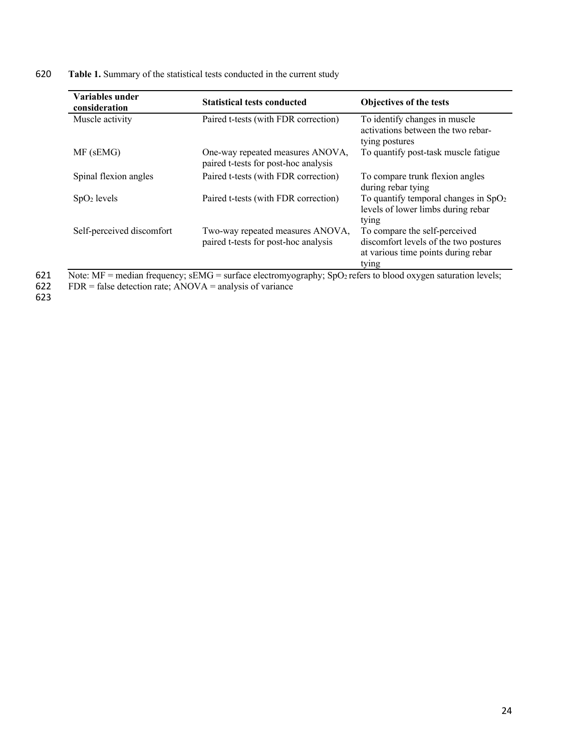**Table 1.** Summary of the statistical tests conducted in the current study

| Variables under consideration | Statistical tests conducted | Objectives of the tests |
|---|---|---|
| Muscle activity | Paired t-tests (with FDR correction) | To identify changes in muscle activations between the two rebar-tying postures |
| MF (sEMG) | One-way repeated measures ANOVA, paired t-tests for post-hoc analysis | To quantify post-task muscle fatigue |
| Spinal flexion angles | Paired t-tests (with FDR correction) | To compare trunk flexion angles during rebar tying |
| $SpO_2$ levels | Paired t-tests (with FDR correction) | To quantify temporal changes in $SpO_2$ levels of lower limbs during rebar tying |
| Self-perceived discomfort | Two-way repeated measures ANOVA, paired t-tests for post-hoc analysis | To compare the self-perceived discomfort levels of the two postures at various time points during rebar tying |

Note: MF = median frequency; sEMG = surface electromyography; $SpO_2$ refers to blood oxygen saturation levels; FDR = false detection rate; ANOVA = analysis of variance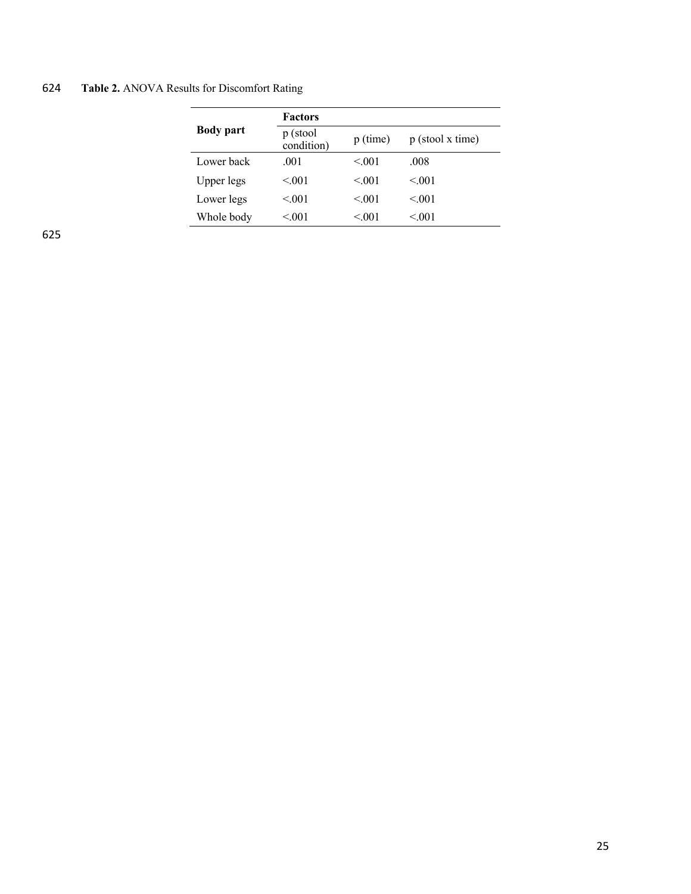**Table 2.** ANOVA Results for Discomfort Rating

| Body part | Factors | | |
|---|---|---|---|
| | p (stool condition) | p (time) | p (stool x time) |
| Lower back | .001 | <.001 | .008 |
| Upper legs | <.001 | <.001 | <.001 |
| Lower legs | <.001 | <.001 | <.001 |
| Whole body | <.001 | <.001 | <.001 |